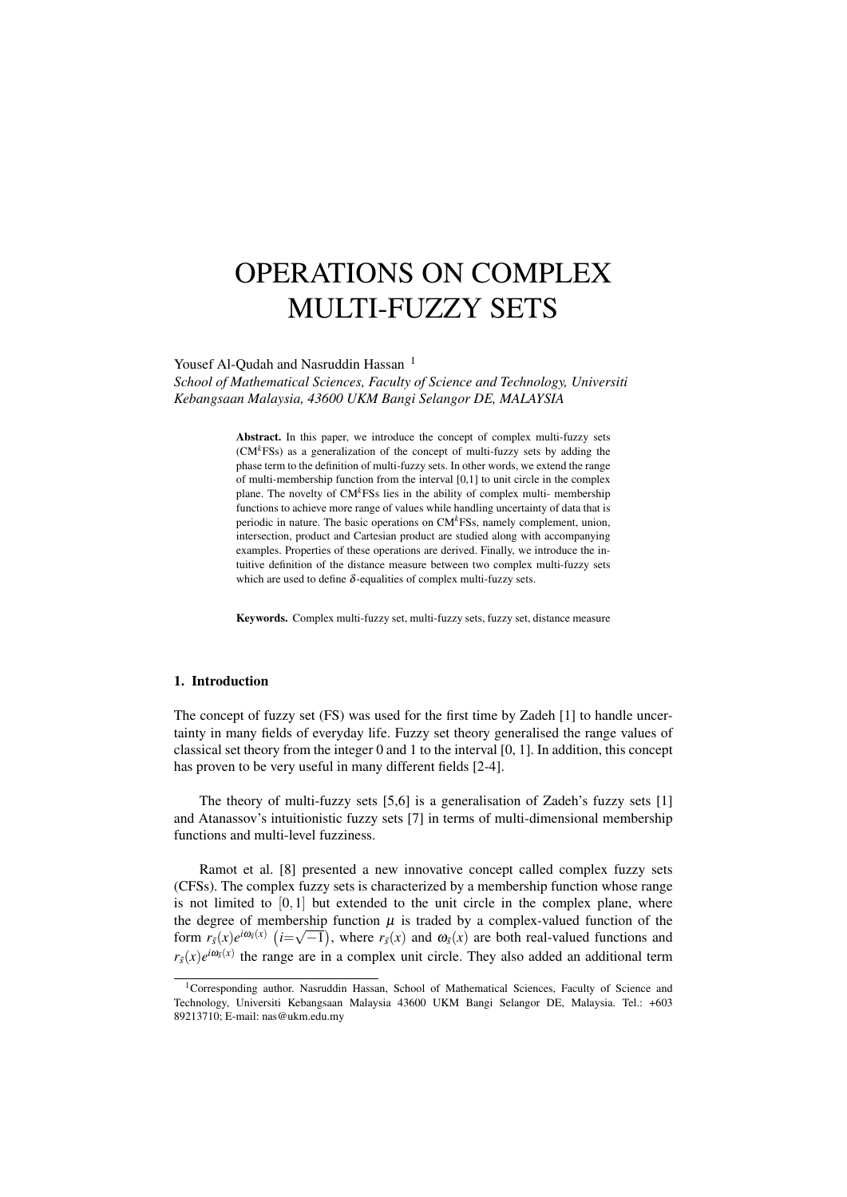# OPERATIONS ON COMPLEX MULTI-FUZZY SETS

Yousef Al-Qudah and Nasruddin Hassan [1]

*School of Mathematical Sciences, Faculty of Science and Technology, Universiti Kebangsaan Malaysia, 43600 UKM Bangi Selangor DE, MALAYSIA*

**Abstract.** In this paper, we introduce the concept of complex multi-fuzzy sets (CM$^k$FSs) as a generalization of the concept of multi-fuzzy sets by adding the phase term to the definition of multi-fuzzy sets. In other words, we extend the range of multi-membership function from the interval [0,1] to unit circle in the complex plane. The novelty of CM$^k$FSs lies in the ability of complex multi- membership functions to achieve more range of values while handling uncertainty of data that is periodic in nature. The basic operations on CM$^k$FSs, namely complement, union, intersection, product and Cartesian product are studied along with accompanying examples. Properties of these operations are derived. Finally, we introduce the intuitive definition of the distance measure between two complex multi-fuzzy sets which are used to define $\delta$-equalities of complex multi-fuzzy sets.

**Keywords.** Complex multi-fuzzy set, multi-fuzzy sets, fuzzy set, distance measure

## 1. Introduction

The concept of fuzzy set (FS) was used for the first time by Zadeh [1] to handle uncertainty in many fields of everyday life. Fuzzy set theory generalised the range values of classical set theory from the integer 0 and 1 to the interval [0, 1]. In addition, this concept has proven to be very useful in many different fields [2-4].

The theory of multi-fuzzy sets [5,6] is a generalisation of Zadeh's fuzzy sets [1] and Atanassov's intuitionistic fuzzy sets [7] in terms of multi-dimensional membership functions and multi-level fuzziness.

Ramot et al. [8] presented a new innovative concept called complex fuzzy sets (CFSs). The complex fuzzy sets is characterized by a membership function whose range is not limited to $[0,1]$ but extended to the unit circle in the complex plane, where the degree of membership function $\mu$ is traded by a complex-valued function of the form $r_{\tilde{s}}(x)e^{i\omega_{\tilde{s}}(x)}$ $\left(i=\sqrt{-1}\right)$, where $r_{\tilde{s}}(x)$ and $\omega_{\tilde{s}}(x)$ are both real-valued functions and $r_{\tilde{s}}(x)e^{i\omega_{\tilde{s}}(x)}$ the range are in a complex unit circle. They also added an additional term

[1] Corresponding author. Nasruddin Hassan, School of Mathematical Sciences, Faculty of Science and Technology, Universiti Kebangsaan Malaysia 43600 UKM Bangi Selangor DE, Malaysia. Tel.: +603 89213710; E-mail: nas@ukm.edu.my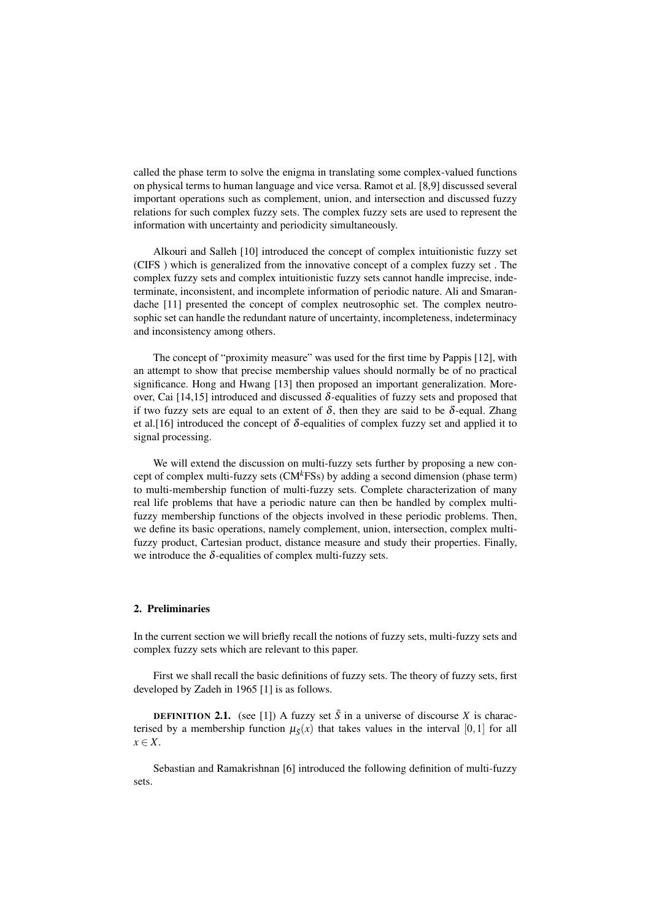called the phase term to solve the enigma in translating some complex-valued functions on physical terms to human language and vice versa. Ramot et al. [8,9] discussed several important operations such as complement, union, and intersection and discussed fuzzy relations for such complex fuzzy sets. The complex fuzzy sets are used to represent the information with uncertainty and periodicity simultaneously.

Alkouri and Salleh [10] introduced the concept of complex intuitionistic fuzzy set (CIFS ) which is generalized from the innovative concept of a complex fuzzy set . The complex fuzzy sets and complex intuitionistic fuzzy sets cannot handle imprecise, indeterminate, inconsistent, and incomplete information of periodic nature. Ali and Smarandache [11] presented the concept of complex neutrosophic set. The complex neutrosophic set can handle the redundant nature of uncertainty, incompleteness, indeterminacy and inconsistency among others.

The concept of "proximity measure" was used for the first time by Pappis [12], with an attempt to show that precise membership values should normally be of no practical significance. Hong and Hwang [13] then proposed an important generalization. Moreover, Cai [14,15] introduced and discussed $\delta$-equalities of fuzzy sets and proposed that if two fuzzy sets are equal to an extent of $\delta$, then they are said to be $\delta$-equal. Zhang et al.[16] introduced the concept of $\delta$-equalities of complex fuzzy set and applied it to signal processing.

We will extend the discussion on multi-fuzzy sets further by proposing a new concept of complex multi-fuzzy sets (CM$^k$FSs) by adding a second dimension (phase term) to multi-membership function of multi-fuzzy sets. Complete characterization of many real life problems that have a periodic nature can then be handled by complex multi-fuzzy membership functions of the objects involved in these periodic problems. Then, we define its basic operations, namely complement, union, intersection, complex multi-fuzzy product, Cartesian product, distance measure and study their properties. Finally, we introduce the $\delta$-equalities of complex multi-fuzzy sets.

## 2. Preliminaries

In the current section we will briefly recall the notions of fuzzy sets, multi-fuzzy sets and complex fuzzy sets which are relevant to this paper.

First we shall recall the basic definitions of fuzzy sets. The theory of fuzzy sets, first developed by Zadeh in 1965 [1] is as follows.

**DEFINITION 2.1.** (see [1]) A fuzzy set $\tilde{S}$ in a universe of discourse $X$ is characterised by a membership function $\mu_S(x)$ that takes values in the interval $[0,1]$ for all $x \in X$.

Sebastian and Ramakrishnan [6] introduced the following definition of multi-fuzzy sets.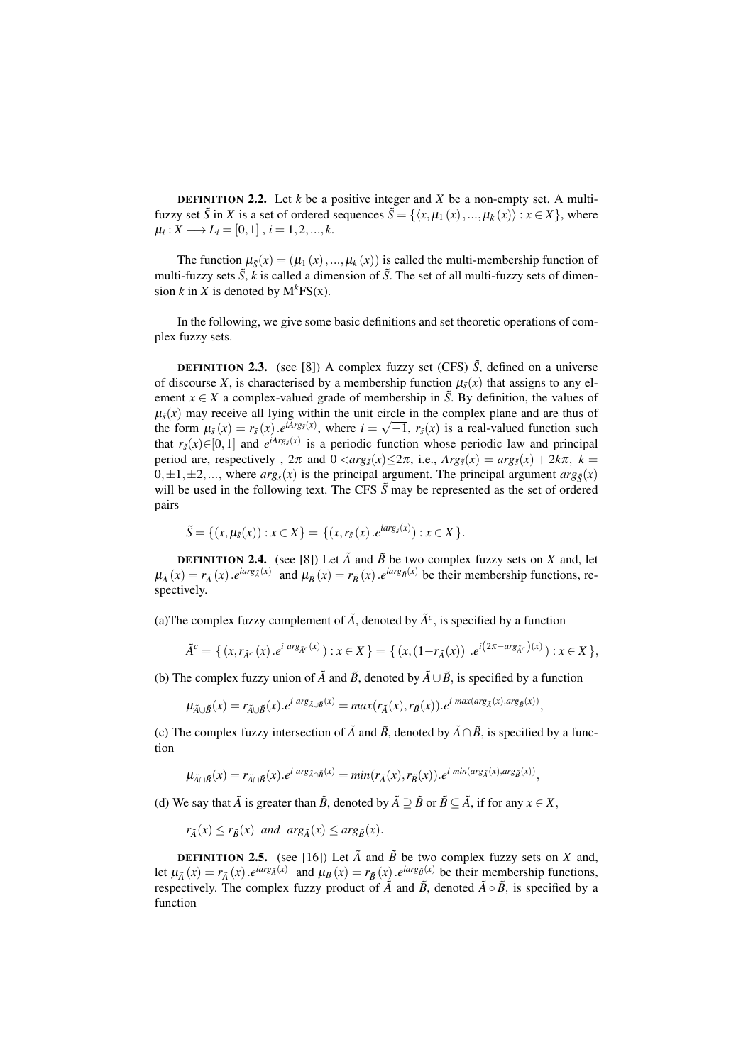**DEFINITION 2.2.** Let $k$ be a positive integer and $X$ be a non-empty set. A multi-fuzzy set $\tilde{S}$ in $X$ is a set of ordered sequences $\tilde{S} = \{\langle x, \mu_1(x), ..., \mu_k(x)\rangle : x \in X\}$, where $\mu_i : X \longrightarrow L_i = [0,1]$ , $i = 1,2,...,k$.

The function $\mu_{\tilde{S}}(x) = (\mu_1(x), ..., \mu_k(x))$ is called the multi-membership function of multi-fuzzy sets $\tilde{S}$, $k$ is called a dimension of $\tilde{S}$. The set of all multi-fuzzy sets of dimension $k$ in $X$ is denoted by $\mathrm{M}^k\mathrm{FS(x)}$.

In the following, we give some basic definitions and set theoretic operations of complex fuzzy sets.

**DEFINITION 2.3.** (see [8]) A complex fuzzy set (CFS) $\tilde{S}$, defined on a universe of discourse $X$, is characterised by a membership function $\mu_{\tilde{s}}(x)$ that assigns to any element $x \in X$ a complex-valued grade of membership in $\tilde{S}$. By definition, the values of $\mu_{\tilde{s}}(x)$ may receive all lying within the unit circle in the complex plane and are thus of the form $\mu_{\tilde{s}}(x) = r_{\tilde{s}}(x).e^{iArg_{\tilde{s}}(x)}$, where $i = \sqrt{-1}$, $r_{\tilde{s}}(x)$ is a real-valued function such that $r_{\tilde{s}}(x) \in [0,1]$ and $e^{iArg_{\tilde{s}}(x)}$ is a periodic function whose periodic law and principal period are, respectively , $2\pi$ and $0 < arg_{\tilde{s}}(x) \leq 2\pi$, i.e., $Arg_{\tilde{s}}(x) = arg_{\tilde{s}}(x) + 2k\pi$, $k = 0, \pm 1, \pm 2, ...$, where $arg_{\tilde{s}}(x)$ is the principal argument. The principal argument $arg_{\tilde{S}}(x)$ will be used in the following text. The CFS $\tilde{S}$ may be represented as the set of ordered pairs

$$\tilde{S} = \{(x, \mu_{\tilde{s}}(x)) : x \in X\} = \{(x, r_{\tilde{s}}(x).e^{iarg_{\tilde{s}}(x)}) : x \in X\}.$$

**DEFINITION 2.4.** (see [8]) Let $\tilde{A}$ and $\tilde{B}$ be two complex fuzzy sets on $X$ and, let $\mu_{\tilde{A}}(x) = r_{\tilde{A}}(x).e^{iarg_{\tilde{A}}(x)}$ and $\mu_{\tilde{B}}(x) = r_{\tilde{B}}(x).e^{iarg_{\tilde{B}}(x)}$ be their membership functions, respectively.

(a)The complex fuzzy complement of $\tilde{A}$, denoted by $\tilde{A}^c$, is specified by a function

$$\tilde{A}^c = \{(x, r_{\tilde{A}^c}(x).e^{i\, arg_{\tilde{A}^c}(x)}) : x \in X\} = \{(x, (1 - r_{\tilde{A}}(x)) \;.e^{i\left(2\pi - arg_{\tilde{A}^c}\right)(x)}) : x \in X\},$$

(b) The complex fuzzy union of $\tilde{A}$ and $\tilde{B}$, denoted by $\tilde{A} \cup \tilde{B}$, is specified by a function

$$\mu_{\tilde{A}\cup\tilde{B}}(x) = r_{\tilde{A}\cup\tilde{B}}(x).e^{i\, arg_{\tilde{A}\cup\tilde{B}}(x)} = max(r_{\tilde{A}}(x), r_{\tilde{B}}(x)).e^{i\, max(arg_{\tilde{A}}(x), arg_{\tilde{B}}(x))},$$

(c) The complex fuzzy intersection of $\tilde{A}$ and $\tilde{B}$, denoted by $\tilde{A} \cap \tilde{B}$, is specified by a function

$$\mu_{\tilde{A}\cap\tilde{B}}(x) = r_{\tilde{A}\cap\tilde{B}}(x).e^{i\, arg_{\tilde{A}\cap\tilde{B}}(x)} = min(r_{\tilde{A}}(x), r_{\tilde{B}}(x)).e^{i\, min(arg_{\tilde{A}}(x), arg_{\tilde{B}}(x))},$$

(d) We say that $\tilde{A}$ is greater than $\tilde{B}$, denoted by $\tilde{A} \supseteq \tilde{B}$ or $\tilde{B} \subseteq \tilde{A}$, if for any $x \in X$,

$$r_{\tilde{A}}(x) \leq r_{\tilde{B}}(x) \;\; and \;\; arg_{\tilde{A}}(x) \leq arg_{\tilde{B}}(x).$$

**DEFINITION 2.5.** (see [16]) Let $\tilde{A}$ and $\tilde{B}$ be two complex fuzzy sets on $X$ and, let $\mu_{\tilde{A}}(x) = r_{\tilde{A}}(x).e^{iarg_{\tilde{A}}(x)}$ and $\mu_B(x) = r_{\tilde{B}}(x).e^{iarg_{\tilde{B}}(x)}$ be their membership functions, respectively. The complex fuzzy product of $\tilde{A}$ and $\tilde{B}$, denoted $\tilde{A} \circ \tilde{B}$, is specified by a function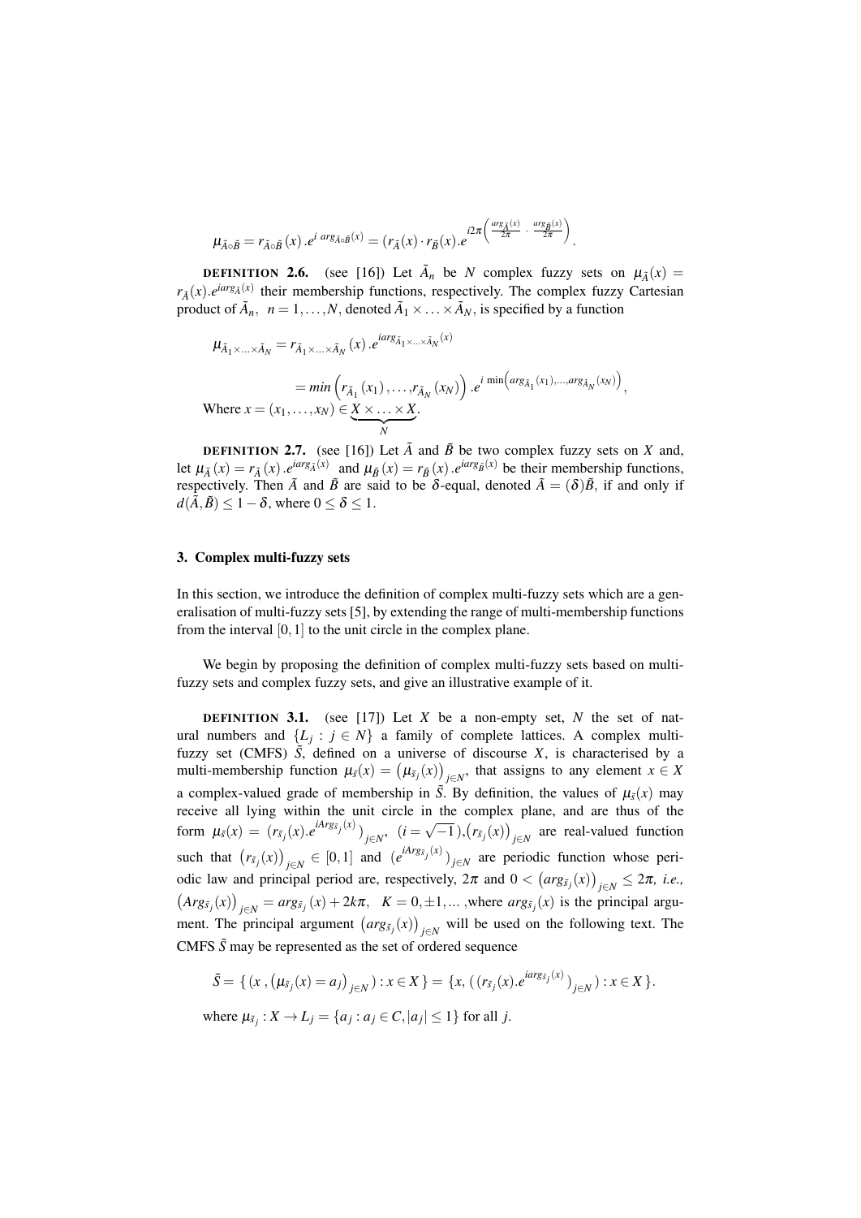$$\mu_{\tilde{A}\circ\tilde{B}} = r_{\tilde{A}\circ\tilde{B}}(x).e^{i\,arg_{\tilde{A}\circ\tilde{B}}(x)} = (r_{\tilde{A}}(x)\cdot r_{\tilde{B}}(x).e^{i2\pi\left(\frac{arg_{\tilde{A}}(x)}{2\pi}\,\cdot\,\frac{arg_{\tilde{B}}(x)}{2\pi}\right)}.$$

**DEFINITION 2.6.** (see [16]) Let $\tilde{A}_n$ be $N$ complex fuzzy sets on $\mu_{\tilde{A}}(x) = r_{\tilde{A}}(x).e^{iarg_{\tilde{A}}(x)}$ their membership functions, respectively. The complex fuzzy Cartesian product of $\tilde{A}_n$, $n = 1,\ldots,N$, denoted $\tilde{A}_1 \times \ldots \times \tilde{A}_N$, is specified by a function

$$\mu_{\tilde{A}_1\times\ldots\times\tilde{A}_N} = r_{\tilde{A}_1\times\ldots\times\tilde{A}_N}(x).e^{iarg_{\tilde{A}_1\times\ldots\times\tilde{A}_N}(x)}$$

$$= min\left(r_{\tilde{A}_1}(x_1),\ldots,r_{\tilde{A}_N}(x_N)\right).e^{i\,\min\left(arg_{\tilde{A}_1}(x_1),\ldots,arg_{\tilde{A}_N}(x_N)\right)},$$

Where $x = (x_1,\ldots,x_N) \in \underbrace{X\times\ldots\times X}_{N}$.

**DEFINITION 2.7.** (see [16]) Let $\tilde{A}$ and $\tilde{B}$ be two complex fuzzy sets on $X$ and, let $\mu_{\tilde{A}}(x) = r_{\tilde{A}}(x).e^{iarg_{\tilde{A}}(x)}$ and $\mu_{\tilde{B}}(x) = r_{\tilde{B}}(x).e^{iarg_{\tilde{B}}(x)}$ be their membership functions, respectively. Then $\tilde{A}$ and $\tilde{B}$ are said to be $\delta$-equal, denoted $\tilde{A} = (\delta)\tilde{B}$, if and only if $d(\tilde{A},\tilde{B}) \leq 1-\delta$, where $0 \leq \delta \leq 1$.

## 3. Complex multi-fuzzy sets

In this section, we introduce the definition of complex multi-fuzzy sets which are a generalisation of multi-fuzzy sets [5], by extending the range of multi-membership functions from the interval $[0,1]$ to the unit circle in the complex plane.

We begin by proposing the definition of complex multi-fuzzy sets based on multi-fuzzy sets and complex fuzzy sets, and give an illustrative example of it.

**DEFINITION 3.1.** (see [17]) Let $X$ be a non-empty set, $N$ the set of natural numbers and $\{L_j : j \in N\}$ a family of complete lattices. A complex multi-fuzzy set (CMFS) $\tilde{S}$, defined on a universe of discourse $X$, is characterised by a multi-membership function $\mu_{\tilde{s}}(x) = \left(\mu_{\tilde{s}_j}(x)\right)_{j\in N}$, that assigns to any element $x \in X$ a complex-valued grade of membership in $\tilde{S}$. By definition, the values of $\mu_{\tilde{s}}(x)$ may receive all lying within the unit circle in the complex plane, and are thus of the form $\mu_{\tilde{s}}(x) = (r_{\tilde{s}_j}(x).e^{iArg_{\tilde{s}_j}(x)})_{j\in N}$, $(i = \sqrt{-1}), \left(r_{\tilde{s}_j}(x)\right)_{j\in N}$ are real-valued function such that $\left(r_{\tilde{s}_j}(x)\right)_{j\in N} \in [0,1]$ and $(e^{iArg_{\tilde{s}_j}(x)})_{j\in N}$ are periodic function whose periodic law and principal period are, respectively, $2\pi$ and $0 < \left(arg_{\tilde{s}_j}(x)\right)_{j\in N} \leq 2\pi$, *i.e.,* $\left(Arg_{\tilde{s}_j}(x)\right)_{j\in N} = arg_{\tilde{s}_j}(x) + 2k\pi$, $K = 0,\pm1,\ldots$ ,where $arg_{\tilde{s}_j}(x)$ is the principal argument. The principal argument $\left(arg_{\tilde{s}_j}(x)\right)_{j\in N}$ will be used on the following text. The CMFS $\tilde{S}$ may be represented as the set of ordered sequence

$$\tilde{S} = \{\,(x\,,\left(\mu_{\tilde{s}_j}(x) = a_j\right)_{j\in N}) : x \in X\,\} = \{x, (\,(r_{\tilde{s}_j}(x).e^{iarg_{\tilde{s}_j}(x)})_{j\in N}) : x \in X\,\}.$$

where $\mu_{\tilde{s}_j} : X \to L_j = \{a_j : a_j \in C, |a_j| \leq 1\}$ for all $j$.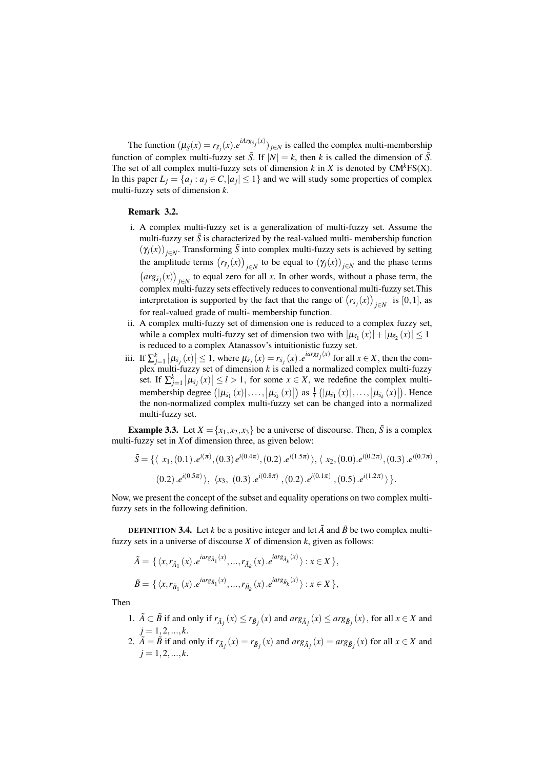The function $(\mu_{\tilde{S}}(x) = r_{\tilde{s}_j}(x).e^{iArg_{\tilde{s}_j}(x)})_{j\in N}$ is called the complex multi-membership function of complex multi-fuzzy set $\tilde{S}$. If $|N| = k$, then $k$ is called the dimension of $\tilde{S}$. The set of all complex multi-fuzzy sets of dimension $k$ in $X$ is denoted by CM$^k$FS(X). In this paper $L_j = \{a_j : a_j \in C, |a_j| \le 1\}$ and we will study some properties of complex multi-fuzzy sets of dimension $k$.

**Remark 3.2.**

i. A complex multi-fuzzy set is a generalization of multi-fuzzy set. Assume the multi-fuzzy set $\tilde{S}$ is characterized by the real-valued multi- membership function $(\gamma_j(x))_{j\in N}$. Transforming $\tilde{S}$ into complex multi-fuzzy sets is achieved by setting the amplitude terms $\left(r_{\tilde{s}_j}(x)\right)_{j\in N}$ to be equal to $(\gamma_j(x))_{j\in N}$ and the phase terms $\left(arg_{\tilde{s}_j}(x)\right)_{j\in N}$ to equal zero for all $x$. In other words, without a phase term, the complex multi-fuzzy sets effectively reduces to conventional multi-fuzzy set.This interpretation is supported by the fact that the range of $\left(r_{\tilde{s}_j}(x)\right)_{j\in N}$ is $[0,1]$, as for real-valued grade of multi- membership function.

ii. A complex multi-fuzzy set of dimension one is reduced to a complex fuzzy set, while a complex multi-fuzzy set of dimension two with $|\mu_{\tilde{s}_1}(x)| + |\mu_{\tilde{s}_2}(x)| \le 1$ is reduced to a complex Atanassov's intuitionistic fuzzy set.

iii. If $\sum_{j=1}^{k} \left|\mu_{\tilde{s}_j}(x)\right| \le 1$, where $\mu_{\tilde{s}_j}(x) = r_{\tilde{s}_j}(x).e^{iarg_{\tilde{s}_j}(x)}$ for all $x \in X$, then the complex multi-fuzzy set of dimension $k$ is called a normalized complex multi-fuzzy set. If $\sum_{j=1}^{k} \left|\mu_{\tilde{s}_j}(x)\right| \le l > 1$, for some $x \in X$, we redefine the complex multi-membership degree $\left(\left|\mu_{\tilde{s}_1}(x)\right|, \ldots, \left|\mu_{\tilde{s}_k}(x)\right|\right)$ as $\frac{1}{l}\left(\left|\mu_{\tilde{s}_1}(x)\right|, \ldots, \left|\mu_{\tilde{s}_k}(x)\right|\right)$. Hence the non-normalized complex multi-fuzzy set can be changed into a normalized multi-fuzzy set.

**Example 3.3.** Let $X = \{x_1, x_2, x_3\}$ be a universe of discourse. Then, $\tilde{S}$ is a complex multi-fuzzy set in $X$of dimension three, as given below:

$$\tilde{S} = \{\langle\ x_1, (0.1).e^{i(\pi)}, (0.3)\,e^{i(0.4\pi)}, (0.2).e^{i(1.5\pi)}\rangle, \langle\ x_2, (0.0).e^{i(0.2\pi)}, (0.3).e^{i(0.7\pi)},$$
$$(0.2).e^{i(0.5\pi)}\rangle,\ \langle x_3,\ (0.3).e^{i(0.8\pi)}, (0.2).e^{i(0.1\pi)}, (0.5).e^{i(1.2\pi)}\rangle\}.$$

Now, we present the concept of the subset and equality operations on two complex multi-fuzzy sets in the following definition.

**DEFINITION 3.4.** Let $k$ be a positive integer and let $\tilde{A}$ and $\tilde{B}$ be two complex multi-fuzzy sets in a universe of discourse $X$ of dimension $k$, given as follows:

$$\tilde{A} = \{\langle x, r_{\tilde{A}_1}(x).e^{iarg_{\tilde{A}_1}(x)}, ..., r_{\tilde{A}_k}(x).e^{iarg_{\tilde{A}_k}(x)}\rangle : x \in X\},$$

$$\tilde{B} = \{\langle x, r_{\tilde{B}_1}(x).e^{iarg_{\tilde{B}_1}(x)}, ..., r_{\tilde{B}_k}(x).e^{iarg_{\tilde{B}_k}(x)}\rangle : x \in X\},$$

Then

1. $\tilde{A} \subset \tilde{B}$ if and only if $r_{\tilde{A}_j}(x) \le r_{\tilde{B}_j}(x)$ and $arg_{\tilde{A}_j}(x) \le arg_{\tilde{B}_j}(x)$, for all $x \in X$ and $j = 1, 2, ..., k$.
2. $\tilde{A} = \tilde{B}$ if and only if $r_{\tilde{A}_j}(x) = r_{\tilde{B}_j}(x)$ and $arg_{\tilde{A}_j}(x) = arg_{\tilde{B}_j}(x)$ for all $x \in X$ and $j = 1, 2, ..., k$.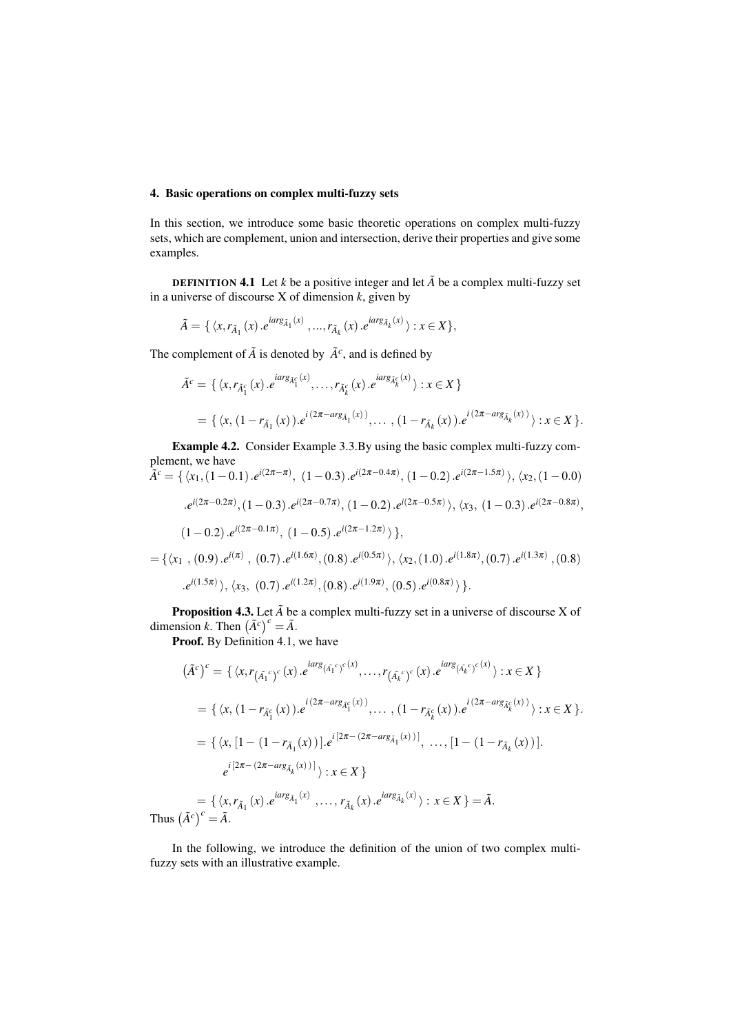### 4. Basic operations on complex multi-fuzzy sets

In this section, we introduce some basic theoretic operations on complex multi-fuzzy sets, which are complement, union and intersection, derive their properties and give some examples.

**DEFINITION 4.1** Let $k$ be a positive integer and let $\tilde{A}$ be a complex multi-fuzzy set in a universe of discourse X of dimension $k$, given by

$$\tilde{A} = \{ \langle x, r_{\tilde{A}_1}(x).e^{iarg_{\tilde{A}_1}(x)}, ..., r_{\tilde{A}_k}(x).e^{iarg_{\tilde{A}_k}(x)} \rangle : x \in X \},$$

The complement of $\tilde{A}$ is denoted by $\tilde{A}^c$, and is defined by

$$\tilde{A}^c = \{ \langle x, r_{\tilde{A}_1^c}(x).e^{iarg_{\tilde{A}_1^c}(x)}, \ldots, r_{\tilde{A}_k^c}(x).e^{iarg_{\tilde{A}_k^c}(x)} \rangle : x \in X \}$$

$$= \{ \langle x, (1 - r_{\tilde{A}_1}(x)).e^{i(2\pi - arg_{\tilde{A}_1}(x))}, \ldots, (1 - r_{\tilde{A}_k}(x)).e^{i(2\pi - arg_{\tilde{A}_k}(x))} \rangle : x \in X \}.$$

**Example 4.2.** Consider Example 3.3.By using the basic complex multi-fuzzy complement, we have

$$\tilde{A}^c = \{ \langle x_1, (1-0.1).e^{i(2\pi-\pi)}, (1-0.3).e^{i(2\pi-0.4\pi)}, (1-0.2).e^{i(2\pi-1.5\pi)} \rangle, \langle x_2, (1-0.0).e^{i(2\pi-0.2\pi)}, (1-0.3).e^{i(2\pi-0.7\pi)}, (1-0.2).e^{i(2\pi-0.5\pi)} \rangle, \langle x_3, (1-0.3).e^{i(2\pi-0.8\pi)}, (1-0.2).e^{i(2\pi-0.1\pi)}, (1-0.5).e^{i(2\pi-1.2\pi)} \rangle \},$$

$$= \{ \langle x_1, (0.9).e^{i(\pi)}, (0.7).e^{i(1.6\pi)}, (0.8).e^{i(0.5\pi)} \rangle, \langle x_2, (1.0).e^{i(1.8\pi)}, (0.7).e^{i(1.3\pi)}, (0.8).e^{i(1.5\pi)} \rangle, \langle x_3, (0.7).e^{i(1.2\pi)}, (0.8).e^{i(1.9\pi)}, (0.5).e^{i(0.8\pi)} \rangle \}.$$

**Proposition 4.3.** Let $\tilde{A}$ be a complex multi-fuzzy set in a universe of discourse X of dimension $k$. Then $(\tilde{A}^c)^c = \tilde{A}$.

**Proof.** By Definition 4.1, we have

$$(\tilde{A}^c)^c = \{ \langle x, r_{(\tilde{A_1}^c)^c}(x).e^{iarg_{(\tilde{A_1}^c)^c}(x)}, \ldots, r_{(\tilde{A_k}^c)^c}(x).e^{iarg_{(\tilde{A_k}^c)^c}(x)} \rangle : x \in X \}$$

$$= \{ \langle x, (1 - r_{\tilde{A}_1^c}(x)).e^{i(2\pi - arg_{\tilde{A}_1^c}(x))}, \ldots, (1 - r_{\tilde{A}_k^c}(x)).e^{i(2\pi - arg_{\tilde{A}_k^c}(x))} \rangle : x \in X \}.$$

$$= \{ \langle x, [1 - (1 - r_{\tilde{A}_1}(x))].e^{i[2\pi - (2\pi - arg_{\tilde{A}_1}(x))]}, \ldots, [1 - (1 - r_{\tilde{A}_k}(x))].e^{i[2\pi - (2\pi - arg_{\tilde{A}_k}(x))]} \rangle : x \in X \}$$

$$= \{ \langle x, r_{\tilde{A}_1}(x).e^{iarg_{\tilde{A}_1}(x)}, \ldots, r_{\tilde{A}_k}(x).e^{iarg_{\tilde{A}_k}(x)} \rangle : x \in X \} = \tilde{A}.$$

Thus $(\tilde{A}^c)^c = \tilde{A}$.

In the following, we introduce the definition of the union of two complex multi-fuzzy sets with an illustrative example.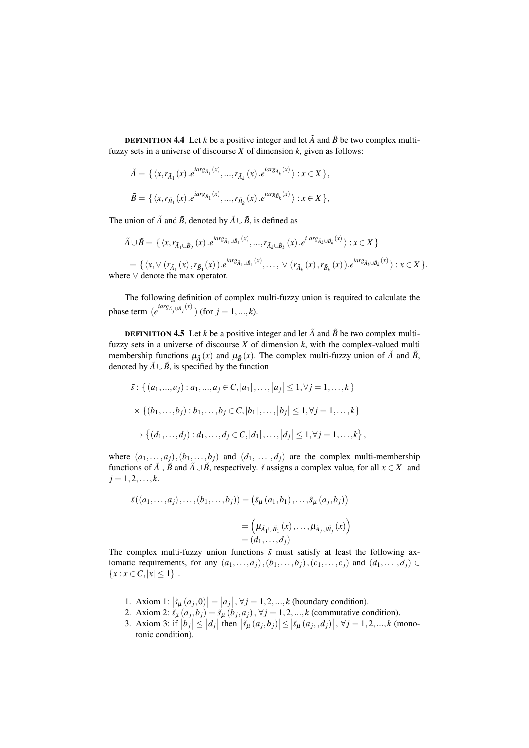**DEFINITION 4.4** Let $k$ be a positive integer and let $\tilde{A}$ and $\tilde{B}$ be two complex multi-fuzzy sets in a universe of discourse $X$ of dimension $k$, given as follows:

$$\tilde{A} = \{ \langle x, r_{\tilde{A}_1}(x).e^{iarg_{\tilde{A}_1}(x)}, ..., r_{\tilde{A}_k}(x).e^{iarg_{\tilde{A}_k}(x)} \rangle : x \in X \},$$

$$\tilde{B} = \{ \langle x, r_{\tilde{B}_1}(x).e^{iarg_{\tilde{B}_1}(x)}, ..., r_{\tilde{B}_k}(x).e^{iarg_{\tilde{B}_k}(x)} \rangle : x \in X \},$$

The union of $\tilde{A}$ and $\tilde{B}$, denoted by $\tilde{A} \cup \tilde{B}$, is defined as

$$\tilde{A} \cup \tilde{B} = \{ \langle x, r_{\tilde{A}_1 \cup \tilde{B}_2}(x).e^{iarg_{\tilde{A}_1 \cup \tilde{B}_1}(x)}, ..., r_{\tilde{A}_k \cup \tilde{B}_k}(x).e^{i\, arg_{\tilde{A}_k \cup \tilde{B}_k}(x)} \rangle : x \in X \}$$

$$= \{ \langle x, \vee(r_{\tilde{A}_1}(x), r_{\tilde{B}_1}(x)).e^{iarg_{\tilde{A}_1 \cup \tilde{B}_1}(x)}, \ldots, \vee(r_{\tilde{A}_k}(x), r_{\tilde{B}_k}(x)).e^{iarg_{\tilde{A}_k \cup \tilde{B}_k}(x)} \rangle : x \in X \}.$$

where $\vee$ denote the max operator.

The following definition of complex multi-fuzzy union is required to calculate the phase term $(e^{iarg_{\tilde{A}_j \cup \tilde{B}_j}(x)})$ (for $j = 1, ..., k$).

**DEFINITION 4.5** Let $k$ be a positive integer and let $\tilde{A}$ and $\tilde{B}$ be two complex multi-fuzzy sets in a universe of discourse $X$ of dimension $k$, with the complex-valued multi membership functions $\mu_{\tilde{A}}(x)$ and $\mu_{\tilde{B}}(x)$. The complex multi-fuzzy union of $\tilde{A}$ and $\tilde{B}$, denoted by $\tilde{A} \cup \tilde{B}$, is specified by the function

$$\tilde{s} : \{ (a_1, ..., a_j) : a_1, ..., a_j \in C, |a_1|, \ldots, |a_j| \leq 1, \forall j = 1, \ldots, k \}$$

$$\times \{ (b_1, \ldots, b_j) : b_1, \ldots, b_j \in C, |b_1|, \ldots, |b_j| \leq 1, \forall j = 1, \ldots, k \}$$

$$\to \{ (d_1, \ldots, d_j) : d_1, \ldots, d_j \in C, |d_1|, \ldots, |d_j| \leq 1, \forall j = 1, \ldots, k \},$$

where $(a_1, \ldots, a_j), (b_1, \ldots, b_j)$ and $(d_1, \ldots, d_j)$ are the complex multi-membership functions of $\tilde{A}$, $\tilde{B}$ and $\tilde{A} \cup \tilde{B}$, respectively. $\tilde{s}$ assigns a complex value, for all $x \in X$ and $j = 1, 2, \ldots, k$.

$$\tilde{s}((a_1, \ldots, a_j), \ldots, (b_1, \ldots, b_j)) = (\tilde{s}_\mu(a_1, b_1), \ldots, \tilde{s}_\mu(a_j, b_j))$$

$$= \left( \mu_{\tilde{A}_1 \cup \tilde{B}_1}(x), \ldots, \mu_{\tilde{A}_j \cup \tilde{B}_j}(x) \right)$$
$$= (d_1, \ldots, d_j)$$

The complex multi-fuzzy union functions $\tilde{s}$ must satisfy at least the following axiomatic requirements, for any $(a_1, \ldots, a_j), (b_1, \ldots, b_j), (c_1, \ldots, c_j)$ and $(d_1, \ldots, d_j) \in \{x : x \in C, |x| \leq 1\}$.

1. Axiom 1: $|\tilde{s}_\mu(a_j, 0)| = |a_j|, \forall j = 1, 2, ..., k$ (boundary condition).
2. Axiom 2: $\tilde{s}_\mu(a_j, b_j) = \tilde{s}_\mu(b_j, a_j), \forall j = 1, 2, ..., k$ (commutative condition).
3. Axiom 3: if $|b_j| \leq |d_j|$ then $|\tilde{s}_\mu(a_j, b_j)| \leq |\tilde{s}_\mu(a_j, , d_j)|, \forall j = 1, 2, ..., k$ (monotonic condition).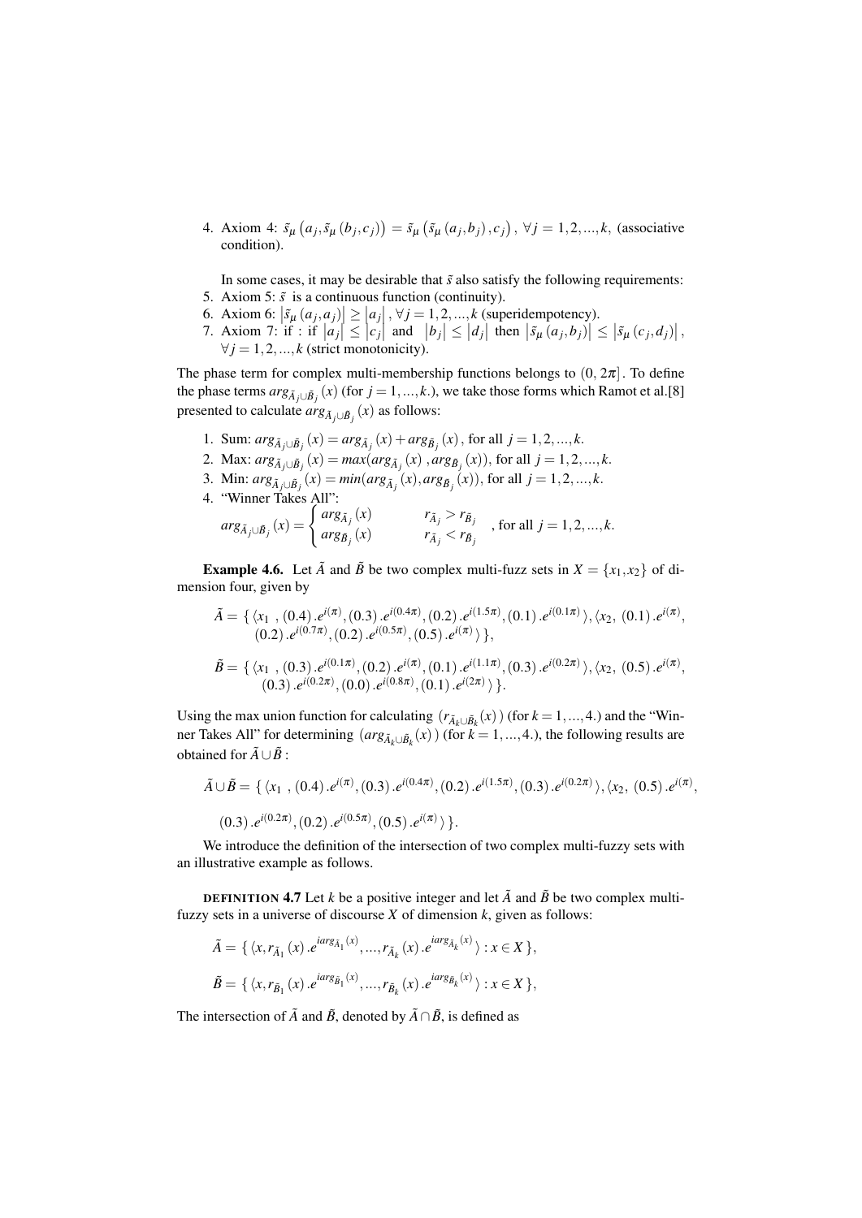4. Axiom 4: $\tilde{s}_{\mu}\left(a_j, \tilde{s}_{\mu}\left(b_j, c_j\right)\right) = \tilde{s}_{\mu}\left(\tilde{s}_{\mu}\left(a_j, b_j\right), c_j\right), \ \forall j = 1,2,...,k,$ (associative condition).

   In some cases, it may be desirable that $\tilde{s}$ also satisfy the following requirements:
5. Axiom 5: $\tilde{s}$ is a continuous function (continuity).
6. Axiom 6: $\left|\tilde{s}_{\mu}\left(a_j, a_j\right)\right| \geq \left|a_j\right|, \forall j = 1,2,...,k$ (superidempotency).
7. Axiom 7: if : if $\left|a_j\right| \leq \left|c_j\right|$ and $\left|b_j\right| \leq \left|d_j\right|$ then $\left|\tilde{s}_{\mu}\left(a_j, b_j\right)\right| \leq \left|\tilde{s}_{\mu}\left(c_j, d_j\right)\right|$, $\forall j = 1,2,...,k$ (strict monotonicity).

The phase term for complex multi-membership functions belongs to $(0, 2\pi]$. To define the phase terms $arg_{\tilde{A}_j \cup \tilde{B}_j}(x)$ (for $j = 1,...,k$.), we take those forms which Ramot et al.[8] presented to calculate $arg_{\tilde{A}_j \cup \tilde{B}_j}(x)$ as follows:

1. Sum: $arg_{\tilde{A}_j \cup \tilde{B}_j}(x) = arg_{\tilde{A}_j}(x) + arg_{\tilde{B}_j}(x)$, for all $j = 1,2,...,k$.
2. Max: $arg_{\tilde{A}_j \cup \tilde{B}_j}(x) = max(arg_{\tilde{A}_j}(x), arg_{\tilde{B}_j}(x))$, for all $j = 1,2,...,k$.
3. Min: $arg_{\tilde{A}_j \cup \tilde{B}_j}(x) = min(arg_{\tilde{A}_j}(x), arg_{\tilde{B}_j}(x))$, for all $j = 1,2,...,k$.
4. "Winner Takes All":
   $$arg_{\tilde{A}_j \cup \tilde{B}_j}(x) = \begin{cases} arg_{\tilde{A}_j}(x) & r_{\tilde{A}_j} > r_{\tilde{B}_j} \\ arg_{\tilde{B}_j}(x) & r_{\tilde{A}_j} < r_{\tilde{B}_j} \end{cases}, \text{ for all } j = 1,2,...,k.$$

**Example 4.6.** Let $\tilde{A}$ and $\tilde{B}$ be two complex multi-fuzz sets in $X = \{x_1, x_2\}$ of dimension four, given by

$$\tilde{A} = \{ \langle x_1, (0.4).e^{i(\pi)}, (0.3).e^{i(0.4\pi)}, (0.2).e^{i(1.5\pi)}, (0.1).e^{i(0.1\pi)} \rangle, \langle x_2, (0.1).e^{i(\pi)}, (0.2).e^{i(0.7\pi)}, (0.2).e^{i(0.5\pi)}, (0.5).e^{i(\pi)} \rangle \},$$

$$\tilde{B} = \{ \langle x_1, (0.3).e^{i(0.1\pi)}, (0.2).e^{i(\pi)}, (0.1).e^{i(1.1\pi)}, (0.3).e^{i(0.2\pi)} \rangle, \langle x_2, (0.5).e^{i(\pi)}, (0.3).e^{i(0.2\pi)}, (0.0).e^{i(0.8\pi)}, (0.1).e^{i(2\pi)} \rangle \}.$$

Using the max union function for calculating $(r_{\tilde{A}_k \cup \tilde{B}_k}(x))$ (for $k = 1,...,4$.) and the "Winner Takes All" for determining $(arg_{\tilde{A}_k \cup \tilde{B}_k}(x))$ (for $k = 1,...,4$.), the following results are obtained for $\tilde{A} \cup \tilde{B}$ :

$$\tilde{A} \cup \tilde{B} = \{ \langle x_1, (0.4).e^{i(\pi)}, (0.3).e^{i(0.4\pi)}, (0.2).e^{i(1.5\pi)}, (0.3).e^{i(0.2\pi)} \rangle, \langle x_2, (0.5).e^{i(\pi)}, (0.3).e^{i(0.2\pi)}, (0.2).e^{i(0.5\pi)}, (0.5).e^{i(\pi)} \rangle \}.$$

We introduce the definition of the intersection of two complex multi-fuzzy sets with an illustrative example as follows.

**DEFINITION 4.7** Let $k$ be a positive integer and let $\tilde{A}$ and $\tilde{B}$ be two complex multi-fuzzy sets in a universe of discourse $X$ of dimension $k$, given as follows:

$$\tilde{A} = \{ \langle x, r_{\tilde{A}_1}(x).e^{iarg_{\tilde{A}_1}(x)}, ..., r_{\tilde{A}_k}(x).e^{iarg_{\tilde{A}_k}(x)} \rangle : x \in X \},$$

$$\tilde{B} = \{ \langle x, r_{\tilde{B}_1}(x).e^{iarg_{\tilde{B}_1}(x)}, ..., r_{\tilde{B}_k}(x).e^{iarg_{\tilde{B}_k}(x)} \rangle : x \in X \},$$

The intersection of $\tilde{A}$ and $\tilde{B}$, denoted by $\tilde{A} \cap \tilde{B}$, is defined as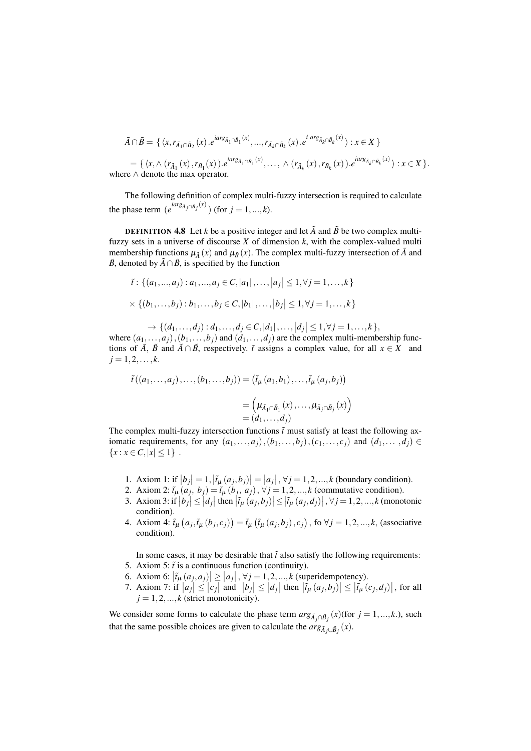$$\tilde{A} \cap \tilde{B} = \{ \langle x, r_{\tilde{A}_1 \cap \tilde{B}_2}(x) . e^{iarg_{\tilde{A}_1 \cap \tilde{B}_1}(x)}, ..., r_{\tilde{A}_k \cap \tilde{B}_k}(x) . e^{i \, arg_{\tilde{A}_k \cap \tilde{B}_k}(x)} \rangle : x \in X \}$$

$$= \{ \langle x, \wedge (r_{\tilde{A}_1}(x), r_{\tilde{B}_1}(x)) . e^{iarg_{\tilde{A}_1 \cap \tilde{B}_1}(x)}, \ldots, \wedge (r_{\tilde{A}_k}(x), r_{\tilde{B}_k}(x)) . e^{iarg_{\tilde{A}_k \cap \tilde{B}_k}(x)} \rangle : x \in X \}.$$

where $\wedge$ denote the max operator.

The following definition of complex multi-fuzzy intersection is required to calculate the phase term $(e^{iarg_{\tilde{A}_j \cap \tilde{B}_j}(x)})$ (for $j = 1, ..., k$).

**DEFINITION 4.8** Let $k$ be a positive integer and let $\tilde{A}$ and $\tilde{B}$ be two complex multi-fuzzy sets in a universe of discourse $X$ of dimension $k$, with the complex-valued multi membership functions $\mu_{\tilde{A}}(x)$ and $\mu_{\tilde{B}}(x)$. The complex multi-fuzzy intersection of $\tilde{A}$ and $\tilde{B}$, denoted by $\tilde{A} \cap \tilde{B}$, is specified by the function

$$\tilde{t} : \{(a_1, ..., a_j) : a_1, ..., a_j \in C, |a_1|, \ldots, |a_j| \leq 1, \forall j = 1, \ldots, k\}$$

$$\times \{(b_1, \ldots, b_j) : b_1, \ldots, b_j \in C, |b_1|, \ldots, |b_j| \leq 1, \forall j = 1, \ldots, k\}$$

$$\rightarrow \{(d_1, \ldots, d_j) : d_1, \ldots, d_j \in C, |d_1|, \ldots, |d_j| \leq 1, \forall j = 1, \ldots, k\},$$

where $(a_1, \ldots, a_j), (b_1, \ldots, b_j)$ and $(d_1, \ldots, d_j)$ are the complex multi-membership functions of $\tilde{A}$, $\tilde{B}$ and $\tilde{A} \cap \tilde{B}$, respectively. $\tilde{t}$ assigns a complex value, for all $x \in X$ and $j = 1, 2, \ldots, k$.

$$\tilde{t}((a_1, \ldots, a_j), \ldots, (b_1, \ldots, b_j)) = (\tilde{t}_\mu(a_1, b_1), \ldots, \tilde{t}_\mu(a_j, b_j))$$

$$= \left(\mu_{\tilde{A}_1 \cap \tilde{B}_1}(x), \ldots, \mu_{\tilde{A}_j \cap \tilde{B}_j}(x)\right)$$
$$= (d_1, \ldots, d_j)$$

The complex multi-fuzzy intersection functions $\tilde{t}$ must satisfy at least the following axiomatic requirements, for any $(a_1, \ldots, a_j), (b_1, \ldots, b_j), (c_1, \ldots, c_j)$ and $(d_1, \ldots, d_j) \in \{x : x \in C, |x| \leq 1\}$ .

1. Axiom 1: if $|b_j| = 1, |\tilde{t}_\mu(a_j, b_j)| = |a_j|, \forall j = 1, 2, ..., k$ (boundary condition).
2. Axiom 2: $\tilde{t}_\mu(a_j, b_j) = \tilde{t}_\mu(b_j, a_j), \forall j = 1, 2, ..., k$ (commutative condition).
3. Axiom 3: if $|b_j| \leq |d_j|$ then $|\tilde{t}_\mu(a_j, b_j)| \leq |\tilde{t}_\mu(a_j, d_j)|, \forall j = 1, 2, ..., k$ (monotonic condition).
4. Axiom 4: $\tilde{t}_\mu(a_j, \tilde{t}_\mu(b_j, c_j)) = \tilde{t}_\mu(\tilde{t}_\mu(a_j, b_j), c_j)$, fo $\forall j = 1, 2, ..., k$, (associative condition).

In some cases, it may be desirable that $\tilde{t}$ also satisfy the following requirements:

5. Axiom 5: $\tilde{t}$ is a continuous function (continuity).
6. Axiom 6: $|\tilde{t}_\mu(a_j, a_j)| \geq |a_j|, \forall j = 1, 2, ..., k$ (superidempotency).
7. Axiom 7: if $|a_j| \leq |c_j|$ and $|b_j| \leq |d_j|$ then $|\tilde{t}_\mu(a_j, b_j)| \leq |\tilde{t}_\mu(c_j, d_j)|$, for all $j = 1, 2, ..., k$ (strict monotonicity).

We consider some forms to calculate the phase term $arg_{\tilde{A}_j \cap \tilde{B}_j}(x)$(for $j = 1, ..., k$.), such that the same possible choices are given to calculate the $arg_{\tilde{A}_j \cup \tilde{B}_j}(x)$.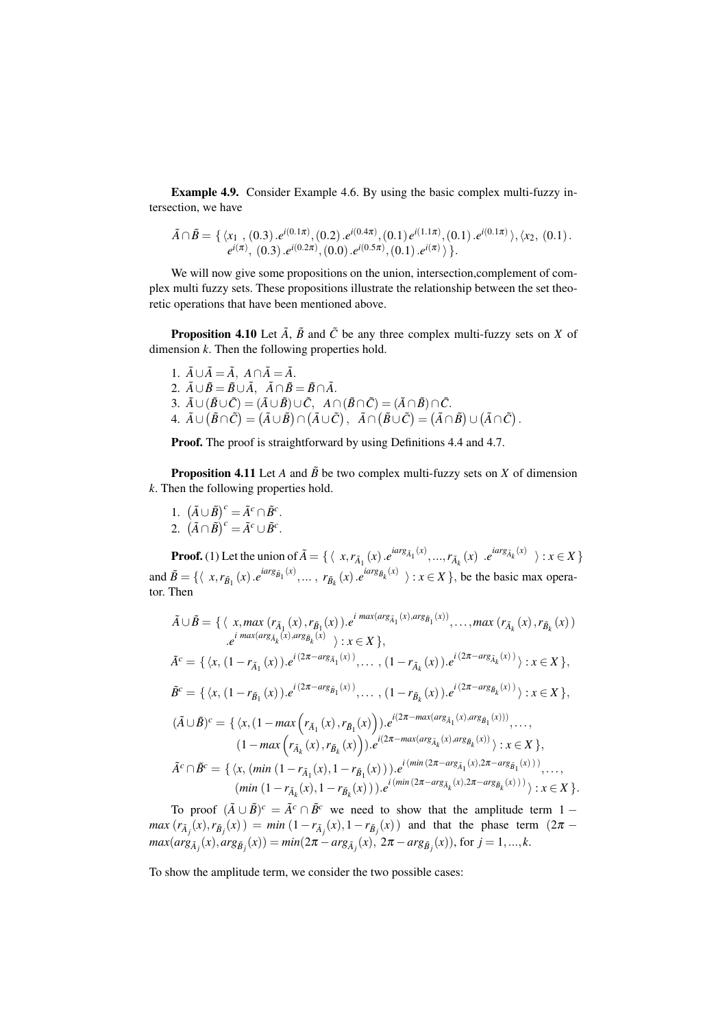**Example 4.9.** Consider Example 4.6. By using the basic complex multi-fuzzy intersection, we have

$$\tilde{A}\cap\tilde{B} = \{\langle x_1\ , (0.3)\,.e^{i(0.1\pi)}, (0.2)\,.e^{i(0.4\pi)}, (0.1)\,e^{i(1.1\pi)}, (0.1)\,.e^{i(0.1\pi)}\rangle, \langle x_2,\ (0.1)\,.e^{i(\pi)},\ (0.3)\,.e^{i(0.2\pi)}, (0.0)\,.e^{i(0.5\pi)}, (0.1)\,.e^{i(\pi)}\rangle\}.$$

We will now give some propositions on the union, intersection,complement of complex multi fuzzy sets. These propositions illustrate the relationship between the set theoretic operations that have been mentioned above.

**Proposition 4.10** Let $\tilde{A}$, $\tilde{B}$ and $\tilde{C}$ be any three complex multi-fuzzy sets on $X$ of dimension $k$. Then the following properties hold.

1. $\tilde{A}\cup\tilde{A}=\tilde{A},\ A\cap\tilde{A}=\tilde{A}$.
2. $\tilde{A}\cup\tilde{B}=\tilde{B}\cup\tilde{A},\quad \tilde{A}\cap\tilde{B}=\tilde{B}\cap\tilde{A}$.
3. $\tilde{A}\cup(\tilde{B}\cup\tilde{C})=(\tilde{A}\cup\tilde{B})\cup\tilde{C},\ \ A\cap(\tilde{B}\cap\tilde{C})=(\tilde{A}\cap\tilde{B})\cap\tilde{C}$.
4. $\tilde{A}\cup\left(\tilde{B}\cap\tilde{C}\right)=\left(\tilde{A}\cup\tilde{B}\right)\cap\left(\tilde{A}\cup\tilde{C}\right),\ \ \tilde{A}\cap\left(\tilde{B}\cup\tilde{C}\right)=\left(\tilde{A}\cap\tilde{B}\right)\cup\left(\tilde{A}\cap\tilde{C}\right)$.

**Proof.** The proof is straightforward by using Definitions 4.4 and 4.7.

**Proposition 4.11** Let $A$ and $\tilde{B}$ be two complex multi-fuzzy sets on $X$ of dimension $k$. Then the following properties hold.

1. $\left(\tilde{A}\cup\tilde{B}\right)^c=\tilde{A}^c\cap\tilde{B}^c$.
2. $\left(\tilde{A}\cap\tilde{B}\right)^c=\tilde{A}^c\cup\tilde{B}^c$.

**Proof.** (1) Let the union of $\tilde{A}=\{\langle\ x, r_{\tilde{A}_1}(x)\,.e^{iarg_{\tilde{A}_1}(x)},...,r_{\tilde{A}_k}(x)\ .e^{iarg_{\tilde{A}_k}(x)}\ \rangle : x\in X\}$ and $\tilde{B}=\{\langle\ x, r_{\tilde{B}_1}(x)\,.e^{iarg_{\tilde{B}_1}(x)},\dots,\ r_{\tilde{B}_k}(x)\,.e^{iarg_{\tilde{B}_k}(x)}\ \rangle : x\in X\}$, be the basic max operator. Then

$$\tilde{A}\cup\tilde{B}=\{\langle\ x, max\left(r_{\tilde{A}_1}(x), r_{\tilde{B}_1}(x)\right).e^{i\ max(arg_{\tilde{A}_1}(x),arg_{\tilde{B}_1}(x))},\dots, max\left(r_{\tilde{A}_k}(x), r_{\tilde{B}_k}(x)\right).e^{i\ max(arg_{\tilde{A}_k}(x),arg_{\tilde{B}_k}(x))}\ \rangle : x\in X\},$$

$$\tilde{A}^c=\{\langle x, (1-r_{\tilde{A}_1}(x)).e^{i(2\pi-arg_{\tilde{A}_1}(x))},\dots, (1-r_{\tilde{A}_k}(x)).e^{i(2\pi-arg_{\tilde{A}_k}(x))}\rangle : x\in X\},$$

$$\tilde{B}^c=\{\langle x, (1-r_{\tilde{B}_1}(x)).e^{i(2\pi-arg_{\tilde{B}_1}(x))},\dots, (1-r_{\tilde{B}_k}(x)).e^{i(2\pi-arg_{\tilde{B}_k}(x))}\rangle : x\in X\},$$

$$(\tilde{A}\cup\tilde{B})^c=\{\langle x, (1-max\left(r_{\tilde{A}_1}(x), r_{\tilde{B}_1}(x)\right)).e^{i(2\pi-max(arg_{\tilde{A}_1}(x),arg_{\tilde{B}_1}(x)))},\dots, (1-max\left(r_{\tilde{A}_k}(x), r_{\tilde{B}_k}(x)\right)).e^{i(2\pi-max(arg_{\tilde{A}_k}(x),arg_{\tilde{B}_k}(x))}\rangle : x\in X\},$$

$$\tilde{A}^c\cap\tilde{B}^c=\{\langle x, (min\,(1-r_{\tilde{A}_1}(x), 1-r_{\tilde{B}_1}(x))).e^{i(min\,(2\pi-arg_{\tilde{A}_1}(x),2\pi-arg_{\tilde{B}_1}(x)))},\dots, (min\,(1-r_{\tilde{A}_k}(x), 1-r_{\tilde{B}_k}(x))).e^{i(min\,(2\pi-arg_{\tilde{A}_k}(x),2\pi-arg_{\tilde{B}_k}(x)))}\rangle : x\in X\}.$$

To proof $(\tilde{A}\cup\tilde{B})^c=\tilde{A}^c\cap\tilde{B}^c$ we need to show that the amplitude term $1-max\,(r_{\tilde{A}_j}(x), r_{\tilde{B}_j}(x)) = min\,(1-r_{\tilde{A}_j}(x), 1-r_{\tilde{B}_j}(x))$ and that the phase term $(2\pi - max(arg_{\tilde{A}_j}(x), arg_{\tilde{B}_j}(x)) = min(2\pi-arg_{\tilde{A}_j}(x),\ 2\pi-arg_{\tilde{B}_j}(x))$, for $j=1,...,k$.

To show the amplitude term, we consider the two possible cases: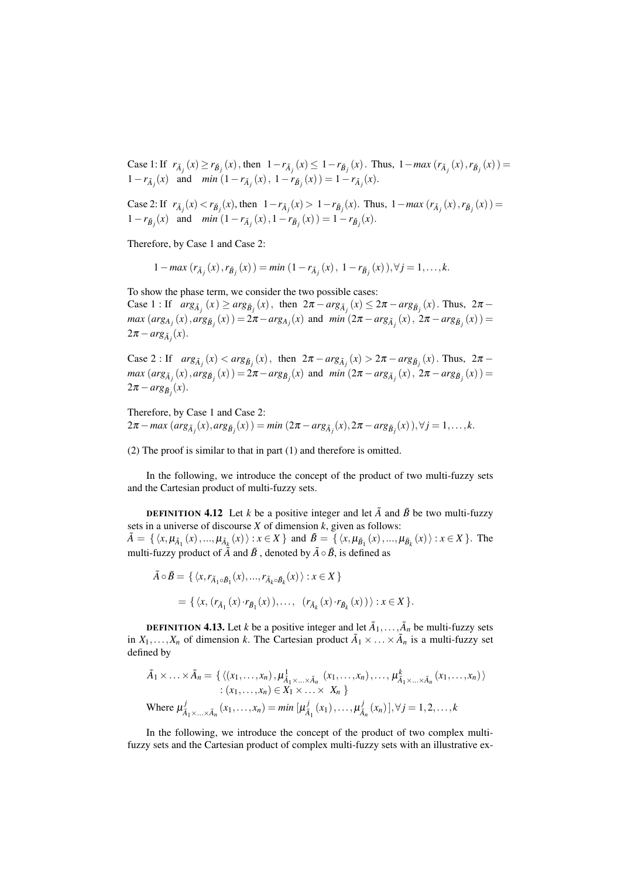Case 1: If $r_{\tilde{A}_j}(x) \geq r_{\tilde{B}_j}(x)$, then $1-r_{\tilde{A}_j}(x) \leq 1-r_{\tilde{B}_j}(x)$. Thus, $1-max\,(r_{\tilde{A}_j}(x), r_{\tilde{B}_j}(x)) = 1-r_{\tilde{A}_j}(x)$ and $min\,(1-r_{\tilde{A}_j}(x),\ 1-r_{\tilde{B}_j}(x)) = 1-r_{\tilde{A}_j}(x)$.

Case 2: If $r_{\tilde{A}_j}(x) < r_{\tilde{B}_j}(x)$, then $1-r_{\tilde{A}_j}(x) > 1-r_{\tilde{B}_j}(x)$. Thus, $1-max\,(r_{\tilde{A}_j}(x), r_{\tilde{B}_j}(x)) = 1-r_{\tilde{B}_j}(x)$ and $min\,(1-r_{\tilde{A}_j}(x), 1-r_{\tilde{B}_j}(x)) = 1-r_{\tilde{B}_j}(x)$.

Therefore, by Case 1 and Case 2:

$$1-max\,(r_{\tilde{A}_j}(x), r_{\tilde{B}_j}(x)) = min\,(1-r_{\tilde{A}_j}(x),\ 1-r_{\tilde{B}_j}(x)), \forall j=1,\ldots,k.$$

To show the phase term, we consider the two possible cases:
Case 1 : If $arg_{\tilde{A}_j}(x) \geq arg_{\tilde{B}_j}(x)$, then $2\pi - arg_{\tilde{A}_j}(x) \leq 2\pi - arg_{\tilde{B}_j}(x)$. Thus, $2\pi - max\,(arg_{A_j}(x), arg_{\tilde{B}_j}(x)) = 2\pi - arg_{A_j}(x)$ and $min\,(2\pi - arg_{\tilde{A}_j}(x),\ 2\pi - arg_{\tilde{B}_j}(x)) = 2\pi - arg_{\tilde{A}_j}(x)$.

Case 2 : If $arg_{\tilde{A}_j}(x) < arg_{\tilde{B}_j}(x)$, then $2\pi - arg_{\tilde{A}_j}(x) > 2\pi - arg_{\tilde{B}_j}(x)$. Thus, $2\pi - max\,(arg_{\tilde{A}_j}(x), arg_{\tilde{B}_j}(x)) = 2\pi - arg_{\tilde{B}_j}(x)$ and $min\,(2\pi - arg_{\tilde{A}_j}(x),\ 2\pi - arg_{\tilde{B}_j}(x)) = 2\pi - arg_{\tilde{B}_j}(x)$.

Therefore, by Case 1 and Case 2:
$2\pi - max\,(arg_{\tilde{A}_j}(x), arg_{\tilde{B}_j}(x)) = min\,(2\pi - arg_{\tilde{A}_j}(x), 2\pi - arg_{\tilde{B}_j}(x)), \forall j=1,\ldots,k.$

(2) The proof is similar to that in part (1) and therefore is omitted.

In the following, we introduce the concept of the product of two multi-fuzzy sets and the Cartesian product of multi-fuzzy sets.

**DEFINITION 4.12** Let $k$ be a positive integer and let $\tilde{A}$ and $\tilde{B}$ be two multi-fuzzy sets in a universe of discourse $X$ of dimension $k$, given as follows:
$\tilde{A} = \{\langle x, \mu_{\tilde{A}_1}(x), ..., \mu_{\tilde{A}_k}(x)\rangle : x \in X\}$ and $\tilde{B} = \{\langle x, \mu_{\tilde{B}_1}(x), ..., \mu_{\tilde{B}_k}(x)\rangle : x \in X\}$. The multi-fuzzy product of $\tilde{A}$ and $\tilde{B}$, denoted by $\tilde{A} \circ \tilde{B}$, is defined as

$$\begin{aligned}\tilde{A} \circ \tilde{B} &= \{\langle x, r_{\tilde{A}_1 \circ \tilde{B}_1}(x), ..., r_{\tilde{A}_k \circ \tilde{B}_k}(x)\rangle : x \in X\} \\ &= \{\langle x, (r_{\tilde{A}_1}(x) \cdot r_{\tilde{B}_1}(x)), \ldots,\ (r_{\tilde{A}_k}(x) \cdot r_{\tilde{B}_k}(x))\rangle : x \in X\}.\end{aligned}$$

**DEFINITION 4.13.** Let $k$ be a positive integer and let $\tilde{A}_1, \ldots, \tilde{A}_n$ be multi-fuzzy sets in $X_1, \ldots, X_n$ of dimension $k$. The Cartesian product $\tilde{A}_1 \times \ldots \times \tilde{A}_n$ is a multi-fuzzy set defined by

$$\begin{aligned}\tilde{A}_1 \times \ldots \times \tilde{A}_n = \{\langle &(x_1, \ldots, x_n), \mu^1_{\tilde{A}_1 \times \ldots \times \tilde{A}_n}(x_1, \ldots, x_n), \ldots, \mu^k_{\tilde{A}_1 \times \ldots \times \tilde{A}_n}(x_1, \ldots, x_n)\rangle \\ &: (x_1, \ldots, x_n) \in X_1 \times \ldots \times X_n\}\end{aligned}$$

Where $\mu^j_{\tilde{A}_1 \times \ldots \times \tilde{A}_n}(x_1, \ldots, x_n) = min\,[\mu^j_{\tilde{A}_1}(x_1), \ldots, \mu^j_{\tilde{A}_n}(x_n)], \forall j=1,2,\ldots,k$

In the following, we introduce the concept of the product of two complex multi-fuzzy sets and the Cartesian product of complex multi-fuzzy sets with an illustrative ex-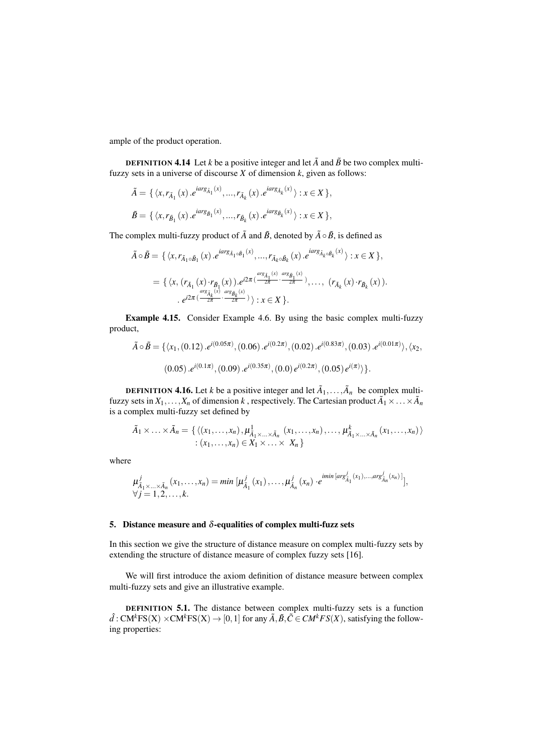ample of the product operation.

**DEFINITION 4.14** Let $k$ be a positive integer and let $\tilde{A}$ and $\tilde{B}$ be two complex multi-fuzzy sets in a universe of discourse $X$ of dimension $k$, given as follows:

$$\tilde{A} = \{\langle x, r_{\tilde{A}_1}(x).e^{iarg_{\tilde{A}_1}(x)}, ..., r_{\tilde{A}_k}(x).e^{iarg_{\tilde{A}_k}(x)}\rangle : x \in X\},$$

$$\tilde{B} = \{\langle x, r_{\tilde{B}_1}(x).e^{iarg_{\tilde{B}_1}(x)}, ..., r_{\tilde{B}_k}(x).e^{iarg_{\tilde{B}_k}(x)}\rangle : x \in X\},$$

The complex multi-fuzzy product of $\tilde{A}$ and $\tilde{B}$, denoted by $\tilde{A} \circ \tilde{B}$, is defined as

$$\tilde{A} \circ \tilde{B} = \{\langle x, r_{\tilde{A}_1 \circ \tilde{B}_1}(x).e^{iarg_{\tilde{A}_1 \circ \tilde{B}_1}(x)}, ..., r_{\tilde{A}_k \circ \tilde{B}_k}(x).e^{iarg_{\tilde{A}_k \circ \tilde{B}_k}(x)}\rangle : x \in X\},$$

$$= \{\langle x, (r_{\tilde{A}_1}(x) \cdot r_{\tilde{B}_1}(x)).e^{i2\pi(\frac{arg_{\tilde{A}_1}(x)}{2\pi} \cdot \frac{arg_{\tilde{B}_1}(x)}{2\pi})}, \ldots, (r_{\tilde{A}_k}(x) \cdot r_{\tilde{B}_k}(x)). \; . \, e^{i2\pi(\frac{arg_{\tilde{A}_k}(x)}{2\pi} \cdot \frac{arg_{\tilde{B}_k}(x)}{2\pi})}\rangle : x \in X\}.$$

**Example 4.15.** Consider Example 4.6. By using the basic complex multi-fuzzy product,

$$\tilde{A} \circ \tilde{B} = \{\langle x_1, (0.12).e^{i(0.05\pi)}, (0.06).e^{i(0.2\pi)}, (0.02).e^{i(0.83\pi)}, (0.03).e^{i(0.01\pi)}\rangle, \langle x_2, (0.05).e^{i(0.1\pi)}, (0.09).e^{i(0.35\pi)}, (0.0)\,e^{i(0.2\pi)}, (0.05)\,e^{i(\pi)}\rangle\}.$$

**DEFINITION 4.16.** Let $k$ be a positive integer and let $\tilde{A}_1, \ldots, \tilde{A}_n$ be complex multi-fuzzy sets in $X_1, \ldots, X_n$ of dimension $k$, respectively. The Cartesian product $\tilde{A}_1 \times \ldots \times \tilde{A}_n$ is a complex multi-fuzzy set defined by

$$\tilde{A}_1 \times \ldots \times \tilde{A}_n = \{\langle (x_1, \ldots, x_n), \mu^1_{\tilde{A}_1 \times \ldots \times \tilde{A}_n}(x_1, \ldots, x_n), \ldots, \mu^k_{\tilde{A}_1 \times \ldots \times \tilde{A}_n}(x_1, \ldots, x_n)\rangle : (x_1, \ldots, x_n) \in X_1 \times \ldots \times X_n\}$$

where

$$\mu^j_{\tilde{A}_1 \times \ldots \times \tilde{A}_n}(x_1, \ldots, x_n) = min\,[\mu^j_{\tilde{A}_1}(x_1), \ldots, \mu^j_{\tilde{A}_n}(x_n) \cdot e^{imin\,[arg^j_{\tilde{A}_1}(x_1), \ldots, arg^j_{\tilde{A}_n}(x_n)]}],$$
$$\forall j = 1, 2, \ldots, k.$$

## 5. Distance measure and $\delta$-equalities of complex multi-fuzz sets

In this section we give the structure of distance measure on complex multi-fuzzy sets by extending the structure of distance measure of complex fuzzy sets [16].

We will first introduce the axiom definition of distance measure between complex multi-fuzzy sets and give an illustrative example.

**DEFINITION 5.1.** The distance between complex multi-fuzzy sets is a function $\hat{d} : \mathrm{CM}^k\mathrm{FS(X)} \times \mathrm{CM}^k\mathrm{FS(X)} \rightarrow [0, 1]$ for any $\tilde{A}, \tilde{B}, \tilde{C} \in CM^kFS(X)$, satisfying the following properties: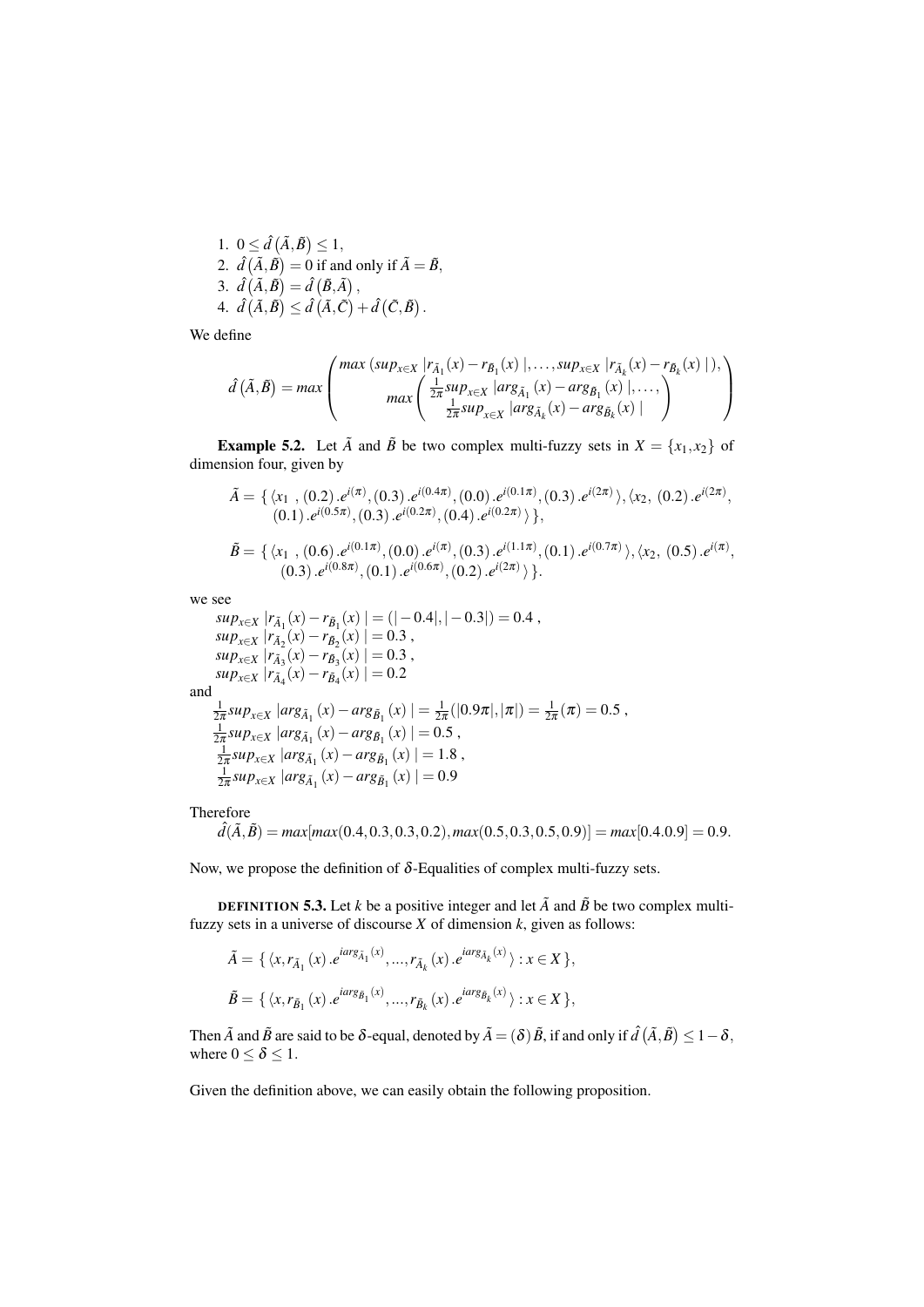1. $0 \leq \hat{d}\left(\tilde{A}, \tilde{B}\right) \leq 1$,
2. $\hat{d}\left(\tilde{A}, \tilde{B}\right) = 0$ if and only if $\tilde{A} = \tilde{B}$,
3. $\hat{d}\left(\tilde{A}, \tilde{B}\right) = \hat{d}\left(\tilde{B}, \tilde{A}\right)$,
4. $\hat{d}\left(\tilde{A}, \tilde{B}\right) \leq \hat{d}\left(\tilde{A}, \tilde{C}\right) + \hat{d}\left(\tilde{C}, \tilde{B}\right)$.

We define

$$\hat{d}\left(\tilde{A}, \tilde{B}\right) = max \begin{pmatrix} max\left(sup_{x\in X} \left|r_{\tilde{A}_1}(x) - r_{\tilde{B}_1}(x)\right|, \ldots, sup_{x\in X} \left|r_{\tilde{A}_k}(x) - r_{\tilde{B}_k}(x)\right|\right), \\ max\begin{pmatrix} \frac{1}{2\pi} sup_{x\in X} \left|arg_{\tilde{A}_1}(x) - arg_{\tilde{B}_1}(x)\right|, \ldots, \\ \frac{1}{2\pi} sup_{x\in X} \left|arg_{\tilde{A}_k}(x) - arg_{\tilde{B}_k}(x)\right| \end{pmatrix} \end{pmatrix}$$

**Example 5.2.** Let $\tilde{A}$ and $\tilde{B}$ be two complex multi-fuzzy sets in $X = \{x_1, x_2\}$ of dimension four, given by

$$\tilde{A} = \{\langle x_1\ , (0.2).e^{i(\pi)}, (0.3).e^{i(0.4\pi)}, (0.0).e^{i(0.1\pi)}, (0.3).e^{i(2\pi)}\rangle, \langle x_2,\ (0.2).e^{i(2\pi)}, (0.1).e^{i(0.5\pi)}, (0.3).e^{i(0.2\pi)}, (0.4).e^{i(0.2\pi)}\rangle\},$$

$$\tilde{B} = \{\langle x_1\ , (0.6).e^{i(0.1\pi)}, (0.0).e^{i(\pi)}, (0.3).e^{i(1.1\pi)}, (0.1).e^{i(0.7\pi)}\rangle, \langle x_2,\ (0.5).e^{i(\pi)}, (0.3).e^{i(0.8\pi)}, (0.1).e^{i(0.6\pi)}, (0.2).e^{i(2\pi)}\rangle\}.$$

we see

$sup_{x\in X} \left|r_{\tilde{A}_1}(x) - r_{\tilde{B}_1}(x)\right| = (|-0.4|, |-0.3|) = 0.4$ ,
$sup_{x\in X} \left|r_{\tilde{A}_2}(x) - r_{\tilde{B}_2}(x)\right| = 0.3$ ,
$sup_{x\in X} \left|r_{\tilde{A}_3}(x) - r_{\tilde{B}_3}(x)\right| = 0.3$ ,
$sup_{x\in X} \left|r_{\tilde{A}_4}(x) - r_{\tilde{B}_4}(x)\right| = 0.2$

and

$\frac{1}{2\pi} sup_{x\in X} \left|arg_{\tilde{A}_1}(x) - arg_{\tilde{B}_1}(x)\right| = \frac{1}{2\pi}(|0.9\pi|, |\pi|) = \frac{1}{2\pi}(\pi) = 0.5$ ,
$\frac{1}{2\pi} sup_{x\in X} \left|arg_{\tilde{A}_1}(x) - arg_{\tilde{B}_1}(x)\right| = 0.5$ ,
$\frac{1}{2\pi} sup_{x\in X} \left|arg_{\tilde{A}_1}(x) - arg_{\tilde{B}_1}(x)\right| = 1.8$ ,
$\frac{1}{2\pi} sup_{x\in X} \left|arg_{\tilde{A}_1}(x) - arg_{\tilde{B}_1}(x)\right| = 0.9$

Therefore

$\hat{d}(\tilde{A}, \tilde{B}) = max[max(0.4, 0.3, 0.3, 0.2), max(0.5, 0.3, 0.5, 0.9)] = max[0.4.0.9] = 0.9.$

Now, we propose the definition of $\delta$-Equalities of complex multi-fuzzy sets.

**DEFINITION 5.3.** Let $k$ be a positive integer and let $\tilde{A}$ and $\tilde{B}$ be two complex multi-fuzzy sets in a universe of discourse $X$ of dimension $k$, given as follows:

$$\tilde{A} = \{\langle x, r_{\tilde{A}_1}(x).e^{iarg_{\tilde{A}_1}(x)}, ..., r_{\tilde{A}_k}(x).e^{iarg_{\tilde{A}_k}(x)}\rangle : x \in X\},$$

$$\tilde{B} = \{\langle x, r_{\tilde{B}_1}(x).e^{iarg_{\tilde{B}_1}(x)}, ..., r_{\tilde{B}_k}(x).e^{iarg_{\tilde{B}_k}(x)}\rangle : x \in X\},$$

Then $\tilde{A}$ and $\tilde{B}$ are said to be $\delta$-equal, denoted by $\tilde{A} = (\delta)\tilde{B}$, if and only if $\hat{d}\left(\tilde{A}, \tilde{B}\right) \leq 1 - \delta$, where $0 \leq \delta \leq 1$.

Given the definition above, we can easily obtain the following proposition.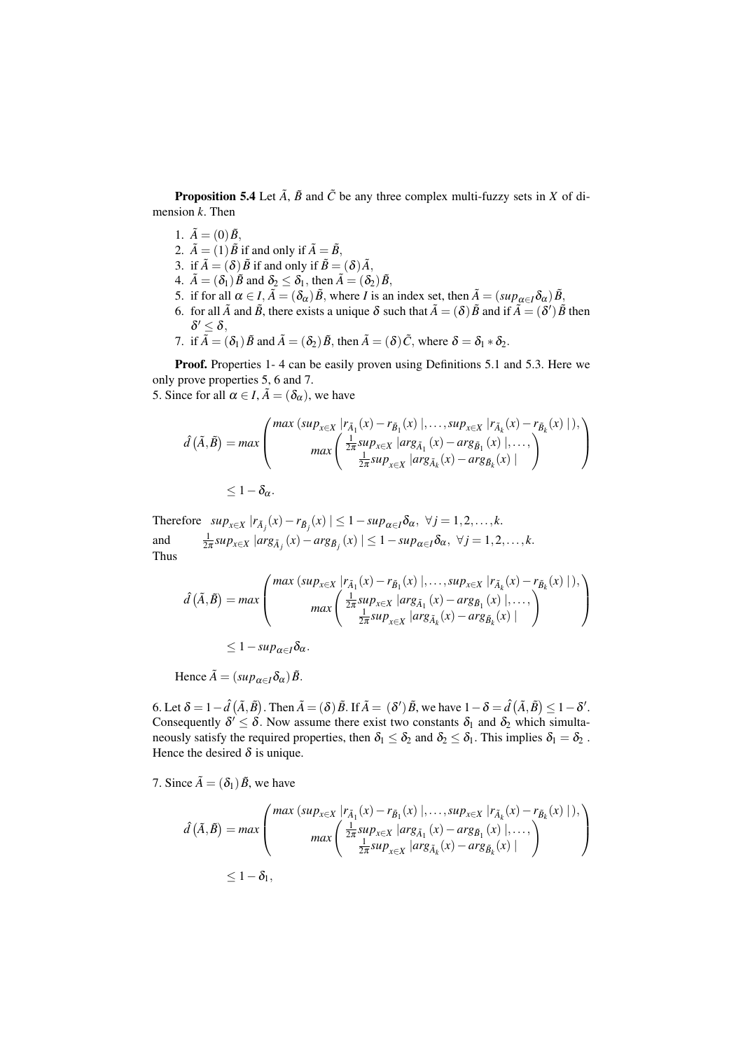**Proposition 5.4** Let $\tilde{A}$, $\tilde{B}$ and $\tilde{C}$ be any three complex multi-fuzzy sets in $X$ of dimension $k$. Then

1. $\tilde{A} = (0)\tilde{B}$,
2. $\tilde{A} = (1)\tilde{B}$ if and only if $\tilde{A} = \tilde{B}$,
3. if $\tilde{A} = (\delta)\tilde{B}$ if and only if $\tilde{B} = (\delta)\tilde{A}$,
4. $\tilde{A} = (\delta_1)\tilde{B}$ and $\delta_2 \leq \delta_1$, then $\tilde{A} = (\delta_2)\tilde{B}$,
5. if for all $\alpha \in I, \tilde{A} = (\delta_\alpha)\tilde{B}$, where $I$ is an index set, then $\tilde{A} = (sup_{\alpha\in I}\delta_\alpha)\tilde{B}$,
6. for all $\tilde{A}$ and $\tilde{B}$, there exists a unique $\delta$ such that $\tilde{A} = (\delta)\tilde{B}$ and if $\tilde{A} = (\delta')\tilde{B}$ then $\delta' \leq \delta$,
7. if $\tilde{A} = (\delta_1)\tilde{B}$ and $\tilde{A} = (\delta_2)\tilde{B}$, then $\tilde{A} = (\delta)\tilde{C}$, where $\delta = \delta_1 * \delta_2$.

**Proof.** Properties 1- 4 can be easily proven using Definitions 5.1 and 5.3. Here we only prove properties 5, 6 and 7.

5. Since for all $\alpha \in I, \tilde{A} = (\delta_\alpha)$, we have

$$\hat{d}\left(\tilde{A},\tilde{B}\right) = max\begin{pmatrix} max\left(sup_{x\in X}\left|r_{\tilde{A}_1}(x) - r_{\tilde{B}_1}(x)\right|,\ldots,sup_{x\in X}\left|r_{\tilde{A}_k}(x) - r_{\tilde{B}_k}(x)\right|\right), \\ max\begin{pmatrix} \frac{1}{2\pi}sup_{x\in X}\left|arg_{\tilde{A}_1}(x) - arg_{\tilde{B}_1}(x)\right|,\ldots, \\ \frac{1}{2\pi}sup_{x\in X}\left|arg_{\tilde{A}_k}(x) - arg_{\tilde{B}_k}(x)\right| \end{pmatrix} \end{pmatrix}$$

$$\leq 1 - \delta_\alpha.$$

Therefore $sup_{x\in X}\left|r_{\tilde{A}_j}(x) - r_{\tilde{B}_j}(x)\right| \leq 1 - sup_{\alpha\in I}\delta_\alpha, \ \forall j = 1,2,\ldots,k.$

and $\frac{1}{2\pi}sup_{x\in X}\left|arg_{\tilde{A}_j}(x) - arg_{\tilde{B}_j}(x)\right| \leq 1 - sup_{\alpha\in I}\delta_\alpha, \ \forall j = 1,2,\ldots,k.$

Thus

$$\hat{d}\left(\tilde{A},\tilde{B}\right) = max\begin{pmatrix} max\left(sup_{x\in X}\left|r_{\tilde{A}_1}(x) - r_{\tilde{B}_1}(x)\right|,\ldots,sup_{x\in X}\left|r_{\tilde{A}_k}(x) - r_{\tilde{B}_k}(x)\right|\right), \\ max\begin{pmatrix} \frac{1}{2\pi}sup_{x\in X}\left|arg_{\tilde{A}_1}(x) - arg_{\tilde{B}_1}(x)\right|,\ldots, \\ \frac{1}{2\pi}sup_{x\in X}\left|arg_{\tilde{A}_k}(x) - arg_{\tilde{B}_k}(x)\right| \end{pmatrix} \end{pmatrix}$$

$$\leq 1 - sup_{\alpha\in I}\delta_\alpha.$$

Hence $\tilde{A} = (sup_{\alpha\in I}\delta_\alpha)\tilde{B}$.

6. Let $\delta = 1 - \hat{d}\left(\tilde{A},\tilde{B}\right)$. Then $\tilde{A} = (\delta)\tilde{B}$. If $\tilde{A} = (\delta')\tilde{B}$, we have $1 - \delta = \hat{d}\left(\tilde{A},\tilde{B}\right) \leq 1 - \delta'$. Consequently $\delta' \leq \delta$. Now assume there exist two constants $\delta_1$ and $\delta_2$ which simultaneously satisfy the required properties, then $\delta_1 \leq \delta_2$ and $\delta_2 \leq \delta_1$. This implies $\delta_1 = \delta_2$ . Hence the desired $\delta$ is unique.

7. Since $\tilde{A} = (\delta_1)\tilde{B}$, we have

$$\hat{d}\left(\tilde{A},\tilde{B}\right) = max\begin{pmatrix} max\left(sup_{x\in X}\left|r_{\tilde{A}_1}(x) - r_{\tilde{B}_1}(x)\right|,\ldots,sup_{x\in X}\left|r_{\tilde{A}_k}(x) - r_{\tilde{B}_k}(x)\right|\right), \\ max\begin{pmatrix} \frac{1}{2\pi}sup_{x\in X}\left|arg_{\tilde{A}_1}(x) - arg_{\tilde{B}_1}(x)\right|,\ldots, \\ \frac{1}{2\pi}sup_{x\in X}\left|arg_{\tilde{A}_k}(x) - arg_{\tilde{B}_k}(x)\right| \end{pmatrix} \end{pmatrix}$$

$$\leq 1 - \delta_1,$$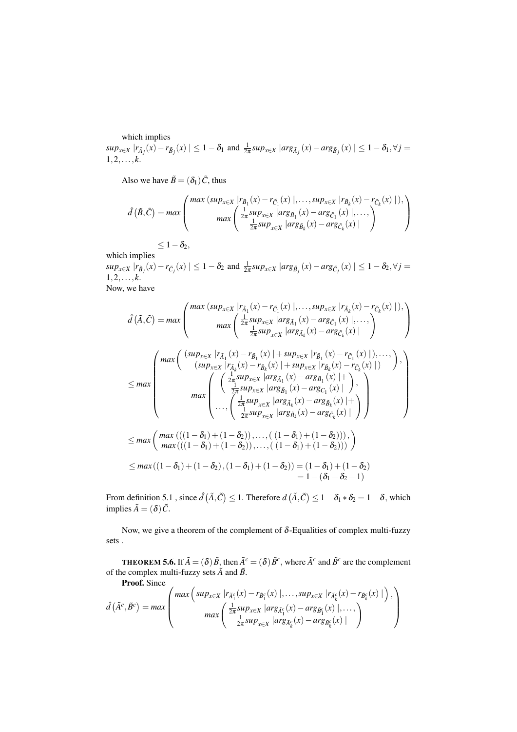which implies
$sup_{x\in X}\ |r_{\tilde{A}_j}(x)-r_{\tilde{B}_j}(x)\ |\leq 1-\delta_1$ and $\frac{1}{2\pi}sup_{x\in X}\ |arg_{\tilde{A}_j}(x)-arg_{\tilde{B}_j}(x)\ |\leq 1-\delta_1, \forall j=1,2,\ldots,k.$

Also we have $\tilde{B}=(\delta_1)\tilde{C}$, thus

$$\hat{d}\left(\tilde{B},\tilde{C}\right)=max\begin{pmatrix} max\left(sup_{x\in X}\ |r_{\tilde{B}_1}(x)-r_{\tilde{C}_1}(x)\ |,\ldots,sup_{x\in X}\ |r_{\tilde{B}_k}(x)-r_{\tilde{C}_k}(x)\ |\right), \\ max\begin{pmatrix} \frac{1}{2\pi}sup_{x\in X}\ |arg_{\tilde{B}_1}(x)-arg_{\tilde{C}_1}(x)\ |,\ldots, \\ \frac{1}{2\pi}sup_{x\in X}\ |arg_{\tilde{B}_k}(x)-arg_{\tilde{C}_k}(x)\ | \end{pmatrix} \end{pmatrix}$$

$$\leq 1-\delta_2,$$

which implies
$sup_{x\in X}\ |r_{\tilde{B}_j}(x)-r_{\tilde{C}_j}(x)\ |\leq 1-\delta_2$ and $\frac{1}{2\pi}sup_{x\in X}\ |arg_{\tilde{B}_j}(x)-arg_{\tilde{C}_j}(x)\ |\leq 1-\delta_2, \forall j=1,2,\ldots,k.$
Now, we have

$$\hat{d}\left(\tilde{A},\tilde{C}\right)=max\begin{pmatrix} max\left(sup_{x\in X}\ |r_{\tilde{A}_1}(x)-r_{\tilde{C}_1}(x)\ |,\ldots,sup_{x\in X}\ |r_{\tilde{A}_k}(x)-r_{\tilde{C}_k}(x)\ |\right), \\ max\begin{pmatrix} \frac{1}{2\pi}sup_{x\in X}\ |arg_{\tilde{A}_1}(x)-arg_{\tilde{C}_1}(x)\ |,\ldots, \\ \frac{1}{2\pi}sup_{x\in X}\ |arg_{\tilde{A}_k}(x)-arg_{\tilde{C}_k}(x)\ | \end{pmatrix} \end{pmatrix}$$

$$\leq max\begin{pmatrix} max\begin{pmatrix} (sup_{x\in X}\ |r_{\tilde{A}_1}(x)-r_{\tilde{B}_1}(x)\ |+sup_{x\in X}\ |r_{\tilde{B}_1}(x)-r_{\tilde{C}_1}(x)\ |),\ldots, \\ (sup_{x\in X}\ |r_{\tilde{A}_k}(x)-r_{\tilde{B}_k}(x)\ |+sup_{x\in X}\ |r_{\tilde{B}_k}(x)-r_{\tilde{C}_k}(x)\ |) \end{pmatrix}, \\ max\begin{pmatrix} \begin{pmatrix} \frac{1}{2\pi}sup_{x\in X}\ |arg_{\tilde{A}_1}(x)-arg_{\tilde{B}_1}(x)\ |+ \\ \frac{1}{2\pi}sup_{x\in X}\ |arg_{\tilde{B}_1}(x)-arg_{C_1}(x)\ | \end{pmatrix}, \\ \ldots,\begin{pmatrix} \frac{1}{2\pi}sup_{x\in X}\ |arg_{\tilde{A}_k}(x)-arg_{\tilde{B}_k}(x)\ |+ \\ \frac{1}{2\pi}sup_{x\in X}\ |arg_{\tilde{B}_k}(x)-arg_{\tilde{C}_k}(x)\ | \end{pmatrix} \end{pmatrix} \end{pmatrix}$$

$$\leq max\begin{pmatrix} max\left(((1-\delta_1)+(1-\delta_2)),\ldots,(\ (1-\delta_1)+(1-\delta_2))\right), \\ max\left(((1-\delta_1)+(1-\delta_2)),\ldots,(\ (1-\delta_1)+(1-\delta_2))\right) \end{pmatrix}$$

$$\leq max\left((1-\delta_1)+(1-\delta_2),(1-\delta_1)+(1-\delta_2)\right)=(1-\delta_1)+(1-\delta_2)$$
$$=1-(\delta_1+\delta_2-1)$$

From definition 5.1 , since $\hat{d}\left(\tilde{A},\tilde{C}\right)\leq 1$. Therefore $d\left(\tilde{A},\tilde{C}\right)\leq 1-\delta_1*\delta_2=1-\delta$, which implies $\tilde{A}=(\delta)\tilde{C}$.

Now, we give a theorem of the complement of $\delta$-Equalities of complex multi-fuzzy sets .

**THEOREM 5.6.** If $\tilde{A}=(\delta)\tilde{B}$, then $\tilde{A}^c=(\delta)\tilde{B}^c$, where $\tilde{A}^c$ and $\tilde{B}^c$ are the complement of the complex multi-fuzzy sets $\tilde{A}$ and $\tilde{B}$.

**Proof.** Since

$$\hat{d}\left(\tilde{A}^c,\tilde{B}^c\right)=max\begin{pmatrix} max\left(sup_{x\in X}\ |r_{\tilde{A}_1^c}(x)-r_{\tilde{B}_1^c}(x)\ |,\ldots,sup_{x\in X}\ |r_{\tilde{A}_k^c}(x)-r_{\tilde{B}_k^c}(x)\ |\right), \\ max\begin{pmatrix} \frac{1}{2\pi}sup_{x\in X}\ |arg_{\tilde{A}_1^c}(x)-arg_{\tilde{B}_1^c}(x)\ |,\ldots, \\ \frac{1}{2\pi}sup_{x\in X}\ |arg_{\tilde{A}_k^c}(x)-arg_{\tilde{B}_k^c}(x)\ | \end{pmatrix} \end{pmatrix}$$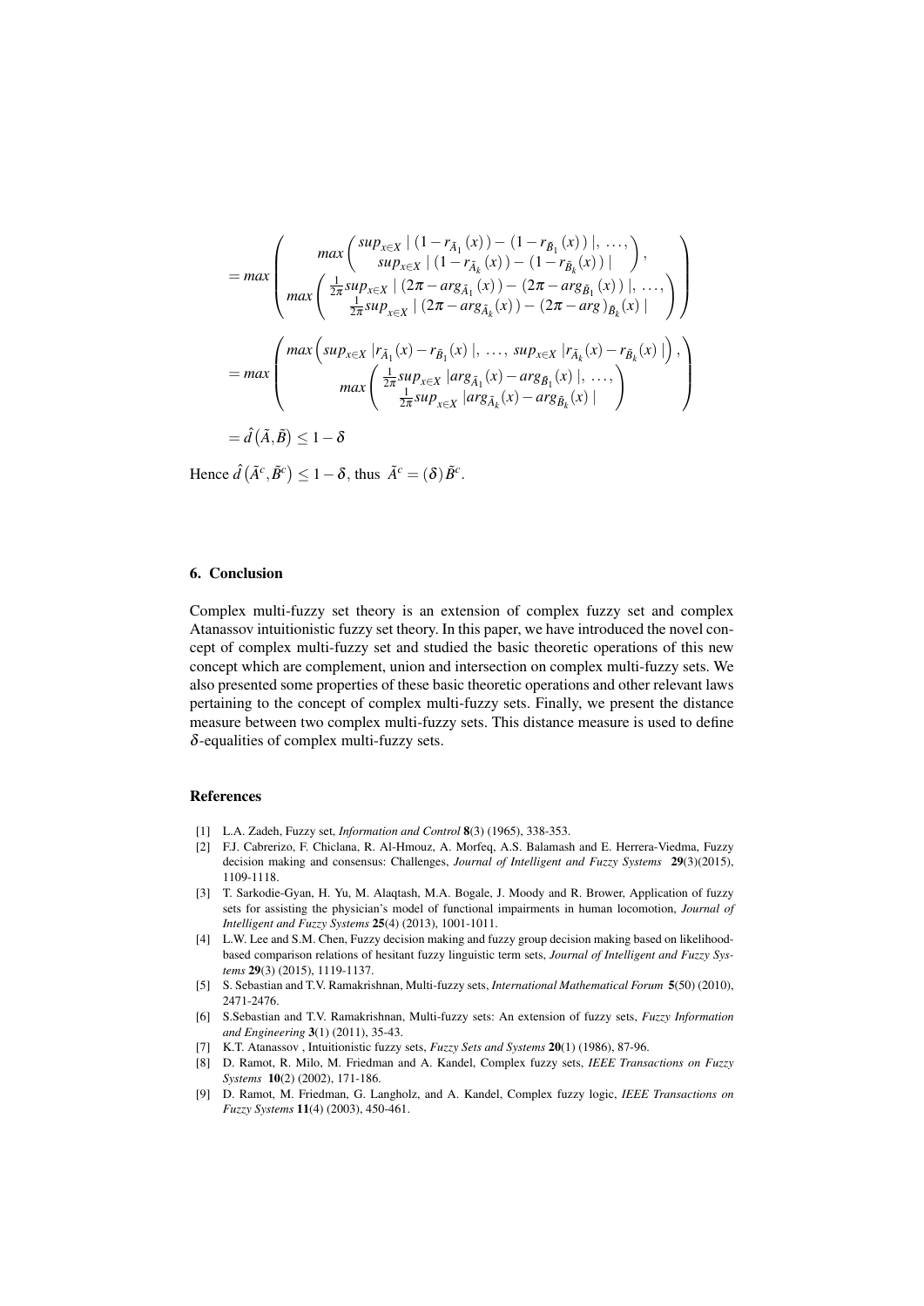$$= max\left(\begin{array}{c} max\begin{pmatrix} sup_{x\in X}\mid(1-r_{\tilde{A}_1}(x))-(1-r_{\tilde{B}_1}(x))\mid,\ \ldots, \\ sup_{x\in X}\mid(1-r_{\tilde{A}_k}(x))-(1-r_{\tilde{B}_k}(x))\mid \end{pmatrix}, \\ max\begin{pmatrix} \frac{1}{2\pi}sup_{x\in X}\mid(2\pi-arg_{\tilde{A}_1}(x))-(2\pi-arg_{\tilde{B}_1}(x))\mid,\ \ldots, \\ \frac{1}{2\pi}sup_{x\in X}\mid(2\pi-arg_{\tilde{A}_k}(x))-(2\pi-arg)_{\tilde{B}_k}(x)\mid \end{pmatrix} \end{array}\right)$$

$$= max\left(\begin{array}{c} max\left(sup_{x\in X}\ |r_{\tilde{A}_1}(x)-r_{\tilde{B}_1}(x)\ |,\ \ldots,\ sup_{x\in X}\ |r_{\tilde{A}_k}(x)-r_{\tilde{B}_k}(x)\ |\right), \\ max\begin{pmatrix} \frac{1}{2\pi}sup_{x\in X}\ |arg_{\tilde{A}_1}(x)-arg_{\tilde{B}_1}(x)\ |,\ \ldots, \\ \frac{1}{2\pi}sup_{x\in X}\ |arg_{\tilde{A}_k}(x)-arg_{\tilde{B}_k}(x)\ | \end{pmatrix} \end{array}\right)$$

$$= \hat{d}\left(\tilde{A},\tilde{B}\right) \leq 1-\delta$$

Hence $\hat{d}\left(\tilde{A}^c,\tilde{B}^c\right) \leq 1-\delta$, thus $\tilde{A}^c = (\delta)\tilde{B}^c$.

## 6. Conclusion

Complex multi-fuzzy set theory is an extension of complex fuzzy set and complex Atanassov intuitionistic fuzzy set theory. In this paper, we have introduced the novel concept of complex multi-fuzzy set and studied the basic theoretic operations of this new concept which are complement, union and intersection on complex multi-fuzzy sets. We also presented some properties of these basic theoretic operations and other relevant laws pertaining to the concept of complex multi-fuzzy sets. Finally, we present the distance measure between two complex multi-fuzzy sets. This distance measure is used to define $\delta$-equalities of complex multi-fuzzy sets.

## References

[1] L.A. Zadeh, Fuzzy set, *Information and Control* **8**(3) (1965), 338-353.

[2] F.J. Cabrerizo, F. Chiclana, R. Al-Hmouz, A. Morfeq, A.S. Balamash and E. Herrera-Viedma, Fuzzy decision making and consensus: Challenges, *Journal of Intelligent and Fuzzy Systems* **29**(3)(2015), 1109-1118.

[3] T. Sarkodie-Gyan, H. Yu, M. Alaqtash, M.A. Bogale, J. Moody and R. Brower, Application of fuzzy sets for assisting the physician's model of functional impairments in human locomotion, *Journal of Intelligent and Fuzzy Systems* **25**(4) (2013), 1001-1011.

[4] L.W. Lee and S.M. Chen, Fuzzy decision making and fuzzy group decision making based on likelihood-based comparison relations of hesitant fuzzy linguistic term sets, *Journal of Intelligent and Fuzzy Systems* **29**(3) (2015), 1119-1137.

[5] S. Sebastian and T.V. Ramakrishnan, Multi-fuzzy sets, *International Mathematical Forum* **5**(50) (2010), 2471-2476.

[6] S.Sebastian and T.V. Ramakrishnan, Multi-fuzzy sets: An extension of fuzzy sets, *Fuzzy Information and Engineering* **3**(1) (2011), 35-43.

[7] K.T. Atanassov , Intuitionistic fuzzy sets, *Fuzzy Sets and Systems* **20**(1) (1986), 87-96.

[8] D. Ramot, R. Milo, M. Friedman and A. Kandel, Complex fuzzy sets, *IEEE Transactions on Fuzzy Systems* **10**(2) (2002), 171-186.

[9] D. Ramot, M. Friedman, G. Langholz, and A. Kandel, Complex fuzzy logic, *IEEE Transactions on Fuzzy Systems* **11**(4) (2003), 450-461.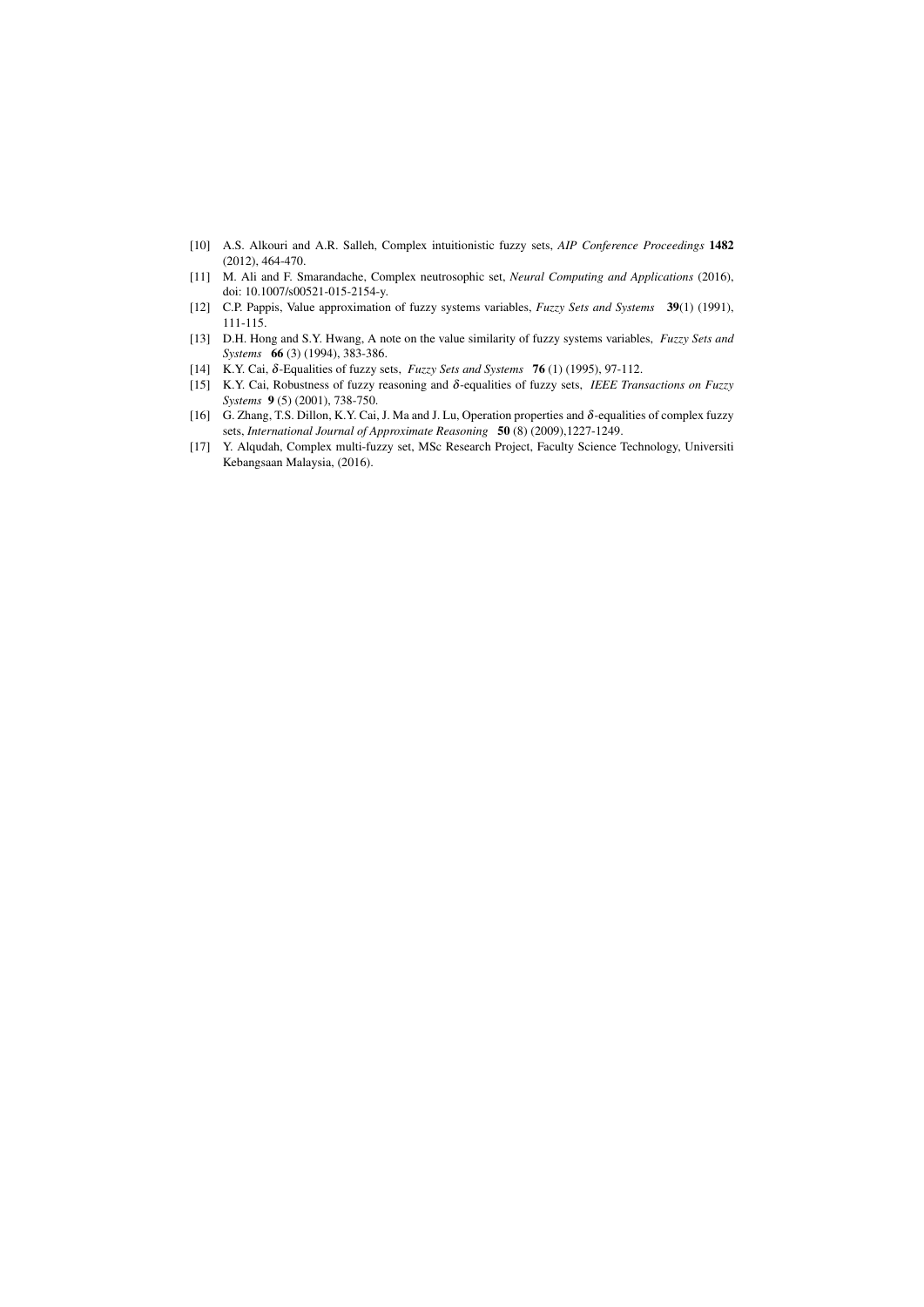[10] A.S. Alkouri and A.R. Salleh, Complex intuitionistic fuzzy sets, *AIP Conference Proceedings* **1482** (2012), 464-470.

[11] M. Ali and F. Smarandache, Complex neutrosophic set, *Neural Computing and Applications* (2016), doi: 10.1007/s00521-015-2154-y.

[12] C.P. Pappis, Value approximation of fuzzy systems variables, *Fuzzy Sets and Systems* **39**(1) (1991), 111-115.

[13] D.H. Hong and S.Y. Hwang, A note on the value similarity of fuzzy systems variables, *Fuzzy Sets and Systems* **66** (3) (1994), 383-386.

[14] K.Y. Cai, $\delta$-Equalities of fuzzy sets, *Fuzzy Sets and Systems* **76** (1) (1995), 97-112.

[15] K.Y. Cai, Robustness of fuzzy reasoning and $\delta$-equalities of fuzzy sets, *IEEE Transactions on Fuzzy Systems* **9** (5) (2001), 738-750.

[16] G. Zhang, T.S. Dillon, K.Y. Cai, J. Ma and J. Lu, Operation properties and $\delta$-equalities of complex fuzzy sets, *International Journal of Approximate Reasoning* **50** (8) (2009),1227-1249.

[17] Y. Alqudah, Complex multi-fuzzy set, MSc Research Project, Faculty Science Technology, Universiti Kebangsaan Malaysia, (2016).